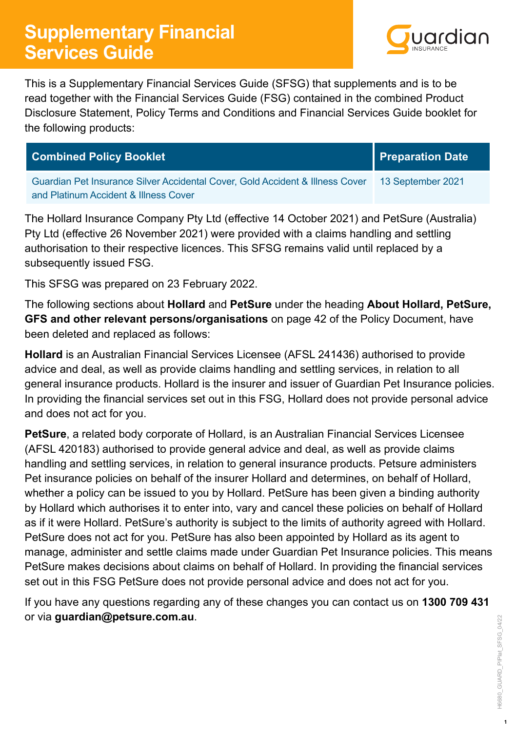# Supplementary Financial Services Guide

This is a Supplementary Financial Services Guide (SFSG) that supplements and is to be read together with the Financial Services Guide (FSG) contained in the combined Product Disclosure Statement, Policy Terms and Conditions and Financial Services Guide booklet for the following products:

| Combined Policy Booklet | Preparation Date |
| --- | --- |
| Guardian Pet Insurance Silver Accidental Cover, Gold Accident & Illness Cover and Platinum Accident & Illness Cover | 13 September 2021 |

The Hollard Insurance Company Pty Ltd (effective 14 October 2021) and PetSure (Australia) Pty Ltd (effective 26 November 2021) were provided with a claims handling and settling authorisation to their respective licences. This SFSG remains valid until replaced by a subsequently issued FSG.

This SFSG was prepared on 23 February 2022.

The following sections about **Hollard** and **PetSure** under the heading **About Hollard, PetSure, GFS and other relevant persons/organisations** on page 42 of the Policy Document, have been deleted and replaced as follows:

**Hollard** is an Australian Financial Services Licensee (AFSL 241436) authorised to provide advice and deal, as well as provide claims handling and settling services, in relation to all general insurance products. Hollard is the insurer and issuer of Guardian Pet Insurance policies. In providing the financial services set out in this FSG, Hollard does not provide personal advice and does not act for you.

**PetSure**, a related body corporate of Hollard, is an Australian Financial Services Licensee (AFSL 420183) authorised to provide general advice and deal, as well as provide claims handling and settling services, in relation to general insurance products. Petsure administers Pet insurance policies on behalf of the insurer Hollard and determines, on behalf of Hollard, whether a policy can be issued to you by Hollard. PetSure has been given a binding authority by Hollard which authorises it to enter into, vary and cancel these policies on behalf of Hollard as if it were Hollard. PetSure's authority is subject to the limits of authority agreed with Hollard. PetSure does not act for you. PetSure has also been appointed by Hollard as its agent to manage, administer and settle claims made under Guardian Pet Insurance policies. This means PetSure makes decisions about claims on behalf of Hollard. In providing the financial services set out in this FSG PetSure does not provide personal advice and does not act for you.

If you have any questions regarding any of these changes you can contact us on **1300 709 431** or via **guardian@petsure.com.au**.

H6680_GUARD_PIPlat_SFSG_04/22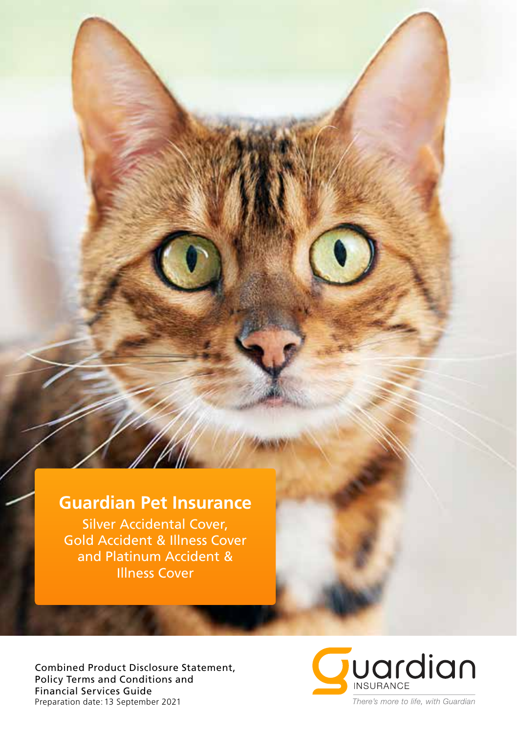# Guardian Pet Insurance

Silver Accidental Cover, Gold Accident & Illness Cover and Platinum Accident & Illness Cover

Combined Product Disclosure Statement, Policy Terms and Conditions and Financial Services Guide

Preparation date: 13 September 2021

Guardian INSURANCE

*There's more to life, with Guardian*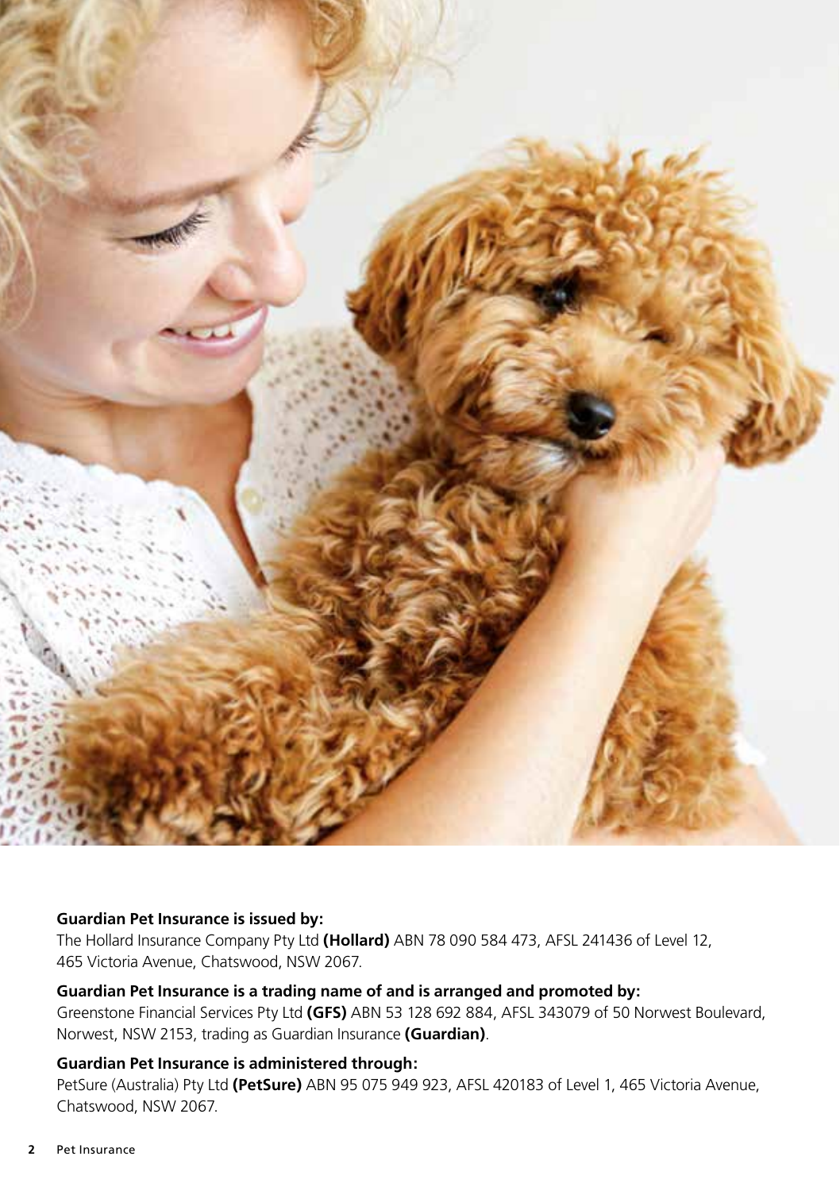**Guardian Pet Insurance is issued by:**

The Hollard Insurance Company Pty Ltd **(Hollard)** ABN 78 090 584 473, AFSL 241436 of Level 12, 465 Victoria Avenue, Chatswood, NSW 2067.

**Guardian Pet Insurance is a trading name of and is arranged and promoted by:**

Greenstone Financial Services Pty Ltd **(GFS)** ABN 53 128 692 884, AFSL 343079 of 50 Norwest Boulevard, Norwest, NSW 2153, trading as Guardian Insurance **(Guardian)**.

**Guardian Pet Insurance is administered through:**

PetSure (Australia) Pty Ltd **(PetSure)** ABN 95 075 949 923, AFSL 420183 of Level 1, 465 Victoria Avenue, Chatswood, NSW 2067.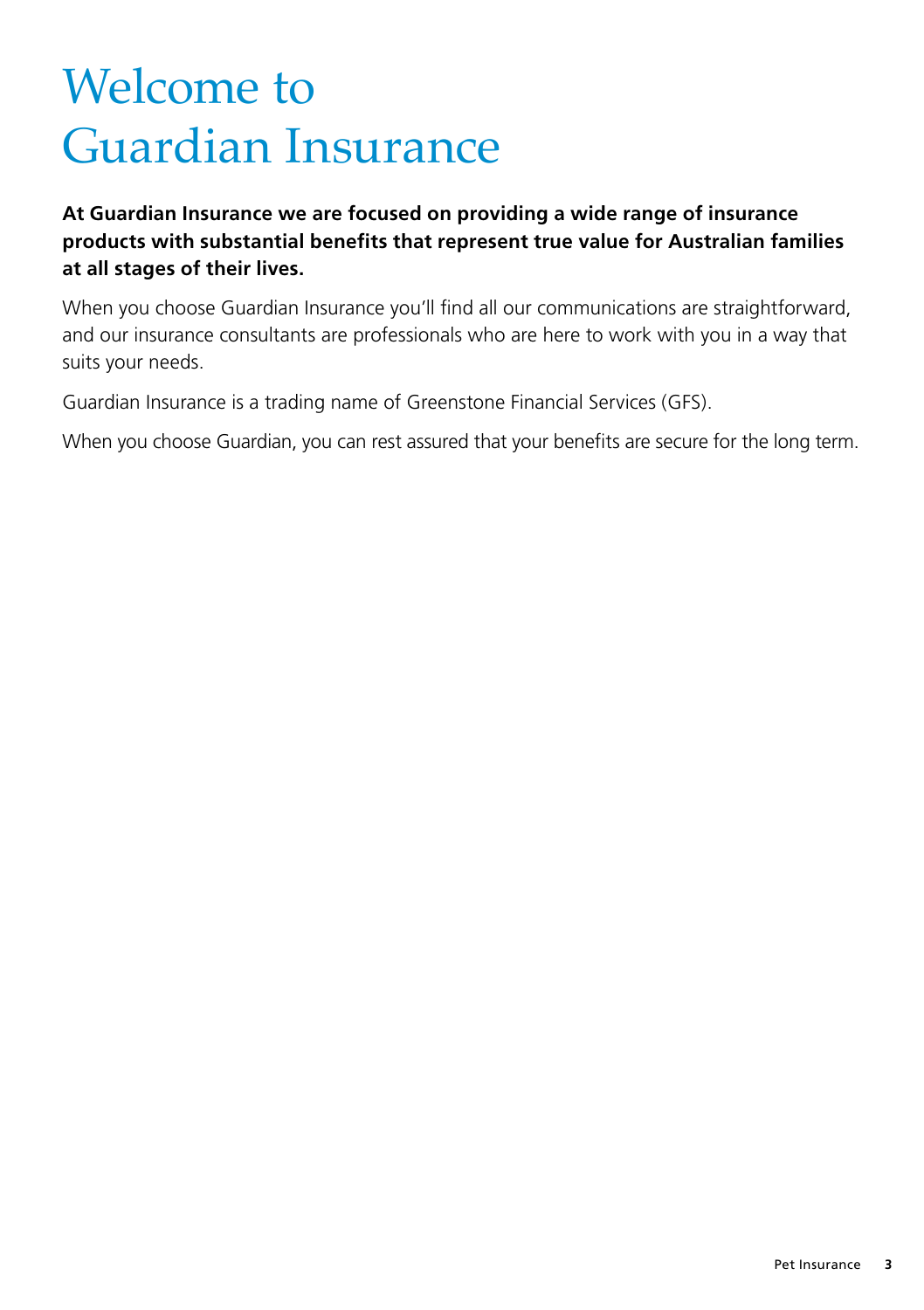# Welcome to Guardian Insurance

**At Guardian Insurance we are focused on providing a wide range of insurance products with substantial benefits that represent true value for Australian families at all stages of their lives.**

When you choose Guardian Insurance you'll find all our communications are straightforward, and our insurance consultants are professionals who are here to work with you in a way that suits your needs.

Guardian Insurance is a trading name of Greenstone Financial Services (GFS).

When you choose Guardian, you can rest assured that your benefits are secure for the long term.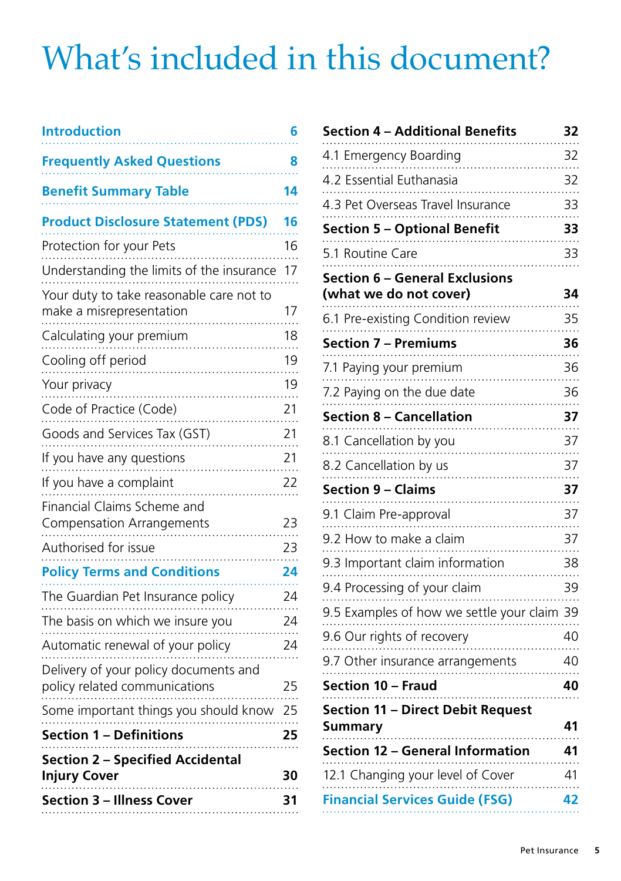# What's included in this document?

| | |
|---|---|
| **Introduction** | **6** |
| **Frequently Asked Questions** | **8** |
| **Benefit Summary Table** | **14** |
| **Product Disclosure Statement (PDS)** | **16** |
| Protection for your Pets | 16 |
| Understanding the limits of the insurance | 17 |
| Your duty to take reasonable care not to make a misrepresentation | 17 |
| Calculating your premium | 18 |
| Cooling off period | 19 |
| Your privacy | 19 |
| Code of Practice (Code) | 21 |
| Goods and Services Tax (GST) | 21 |
| If you have any questions | 21 |
| If you have a complaint | 22 |
| Financial Claims Scheme and Compensation Arrangements | 23 |
| Authorised for issue | 23 |
| **Policy Terms and Conditions** | **24** |
| The Guardian Pet Insurance policy | 24 |
| The basis on which we insure you | 24 |
| Automatic renewal of your policy | 24 |
| Delivery of your policy documents and policy related communications | 25 |
| Some important things you should know | 25 |
| **Section 1 – Definitions** | **25** |
| **Section 2 – Specified Accidental Injury Cover** | **30** |
| **Section 3 – Illness Cover** | **31** |
| **Section 4 – Additional Benefits** | **32** |
| 4.1 Emergency Boarding | 32 |
| 4.2 Essential Euthanasia | 32 |
| 4.3 Pet Overseas Travel Insurance | 33 |
| **Section 5 – Optional Benefit** | **33** |
| 5.1 Routine Care | 33 |
| **Section 6 – General Exclusions (what we do not cover)** | **34** |
| 6.1 Pre-existing Condition review | 35 |
| **Section 7 – Premiums** | **36** |
| 7.1 Paying your premium | 36 |
| 7.2 Paying on the due date | 36 |
| **Section 8 – Cancellation** | **37** |
| 8.1 Cancellation by you | 37 |
| 8.2 Cancellation by us | 37 |
| **Section 9 – Claims** | **37** |
| 9.1 Claim Pre-approval | 37 |
| 9.2 How to make a claim | 37 |
| 9.3 Important claim information | 38 |
| 9.4 Processing of your claim | 39 |
| 9.5 Examples of how we settle your claim | 39 |
| 9.6 Our rights of recovery | 40 |
| 9.7 Other insurance arrangements | 40 |
| **Section 10 – Fraud** | **40** |
| **Section 11 – Direct Debit Request Summary** | **41** |
| **Section 12 – General Information** | **41** |
| 12.1 Changing your level of Cover | 41 |
| **Financial Services Guide (FSG)** | **42** |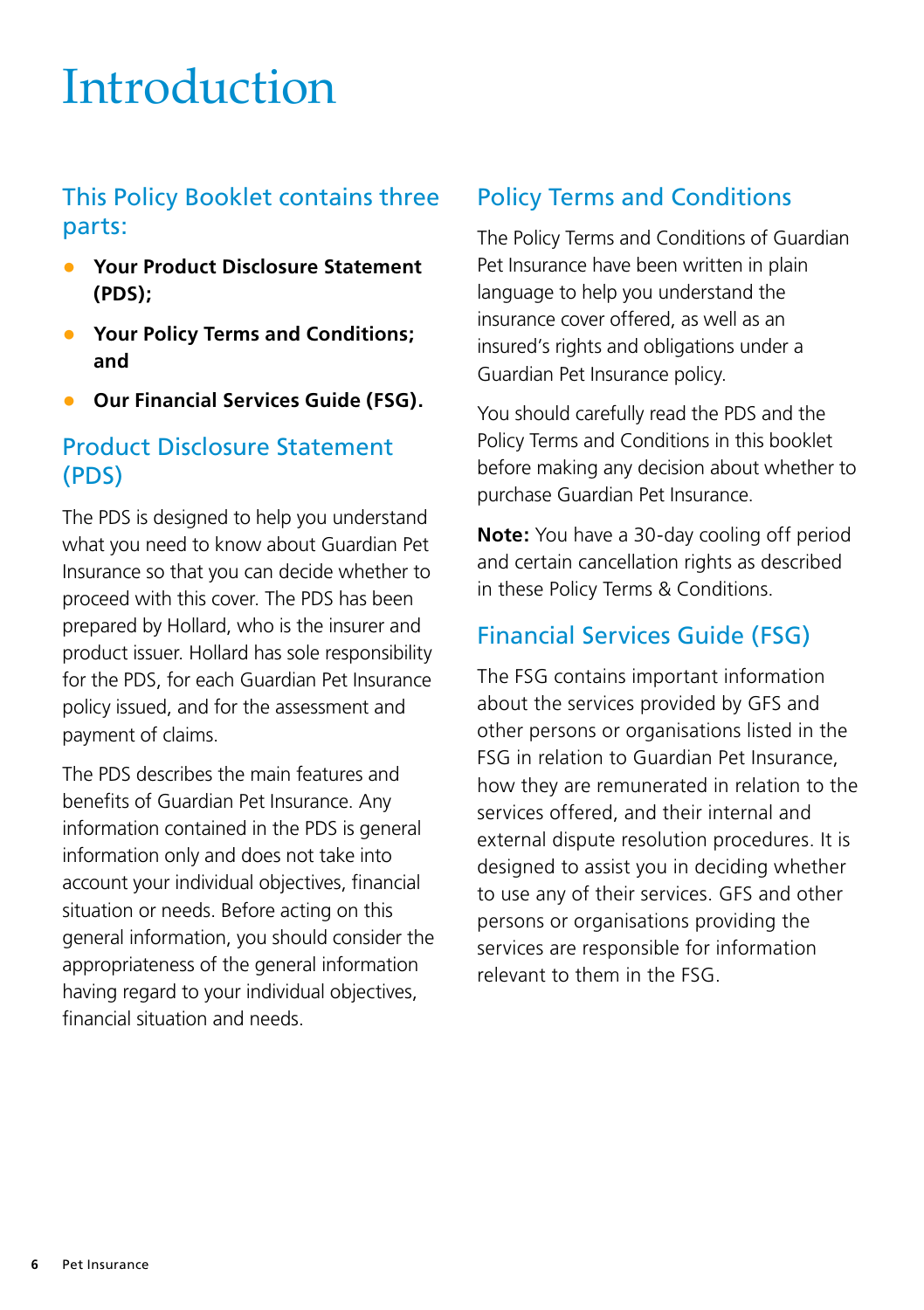# Introduction

## This Policy Booklet contains three parts:

- **Your Product Disclosure Statement (PDS);**
- **Your Policy Terms and Conditions; and**
- **Our Financial Services Guide (FSG).**

## Product Disclosure Statement (PDS)

The PDS is designed to help you understand what you need to know about Guardian Pet Insurance so that you can decide whether to proceed with this cover. The PDS has been prepared by Hollard, who is the insurer and product issuer. Hollard has sole responsibility for the PDS, for each Guardian Pet Insurance policy issued, and for the assessment and payment of claims.

The PDS describes the main features and benefits of Guardian Pet Insurance. Any information contained in the PDS is general information only and does not take into account your individual objectives, financial situation or needs. Before acting on this general information, you should consider the appropriateness of the general information having regard to your individual objectives, financial situation and needs.

## Policy Terms and Conditions

The Policy Terms and Conditions of Guardian Pet Insurance have been written in plain language to help you understand the insurance cover offered, as well as an insured's rights and obligations under a Guardian Pet Insurance policy.

You should carefully read the PDS and the Policy Terms and Conditions in this booklet before making any decision about whether to purchase Guardian Pet Insurance.

**Note:** You have a 30-day cooling off period and certain cancellation rights as described in these Policy Terms & Conditions.

## Financial Services Guide (FSG)

The FSG contains important information about the services provided by GFS and other persons or organisations listed in the FSG in relation to Guardian Pet Insurance, how they are remunerated in relation to the services offered, and their internal and external dispute resolution procedures. It is designed to assist you in deciding whether to use any of their services. GFS and other persons or organisations providing the services are responsible for information relevant to them in the FSG.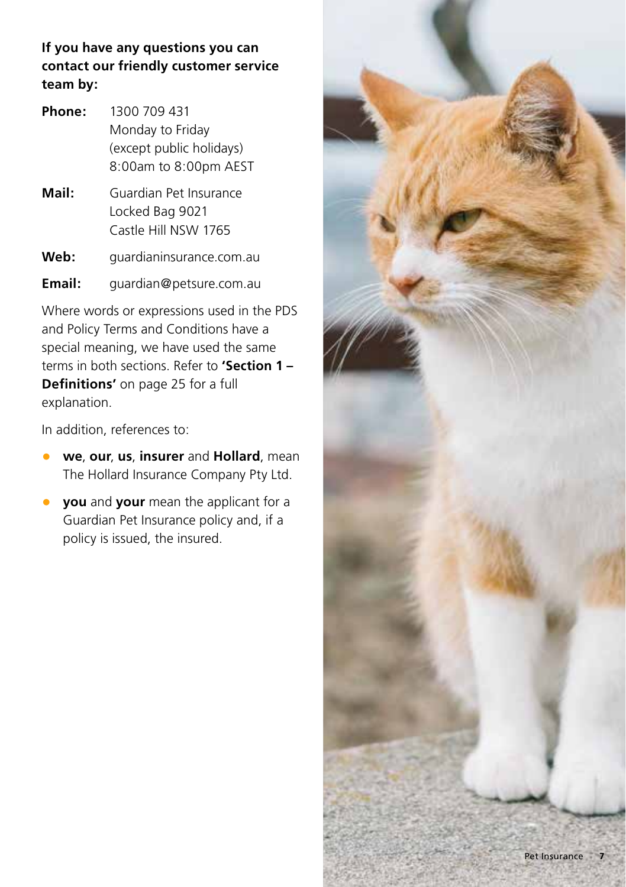**If you have any questions you can contact our friendly customer service team by:**

**Phone:** 1300 709 431
Monday to Friday
(except public holidays)
8:00am to 8:00pm AEST

**Mail:** Guardian Pet Insurance
Locked Bag 9021
Castle Hill NSW 1765

**Web:** guardianinsurance.com.au

**Email:** guardian@petsure.com.au

Where words or expressions used in the PDS and Policy Terms and Conditions have a special meaning, we have used the same terms in both sections. Refer to **'Section 1 – Definitions'** on page 25 for a full explanation.

In addition, references to:

- **we**, **our**, **us**, **insurer** and **Hollard**, mean The Hollard Insurance Company Pty Ltd.
- **you** and **your** mean the applicant for a Guardian Pet Insurance policy and, if a policy is issued, the insured.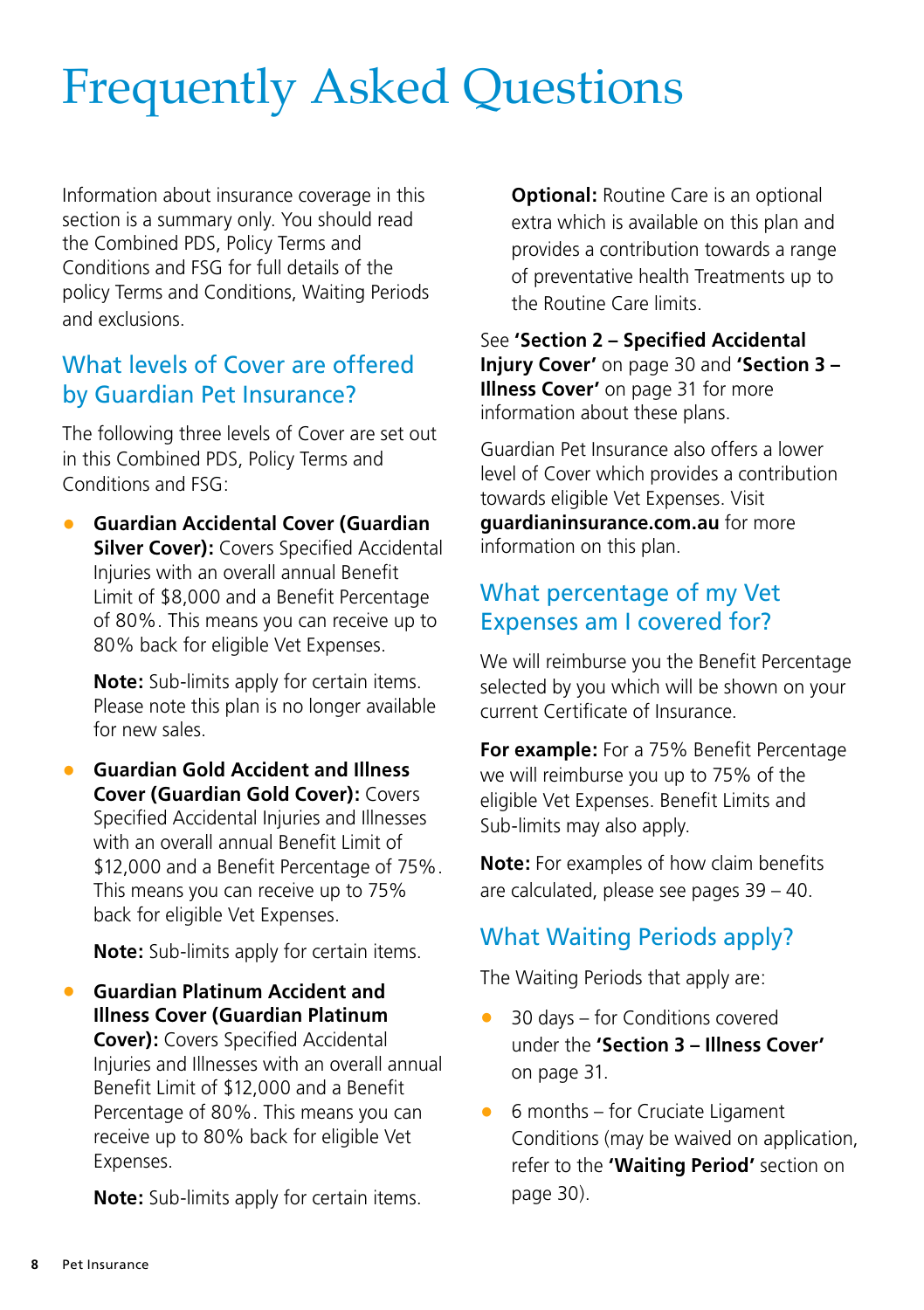# Frequently Asked Questions

Information about insurance coverage in this section is a summary only. You should read the Combined PDS, Policy Terms and Conditions and FSG for full details of the policy Terms and Conditions, Waiting Periods and exclusions.

## What levels of Cover are offered by Guardian Pet Insurance?

The following three levels of Cover are set out in this Combined PDS, Policy Terms and Conditions and FSG:

- **Guardian Accidental Cover (Guardian Silver Cover):** Covers Specified Accidental Injuries with an overall annual Benefit Limit of $8,000 and a Benefit Percentage of 80%. This means you can receive up to 80% back for eligible Vet Expenses.

  **Note:** Sub-limits apply for certain items. Please note this plan is no longer available for new sales.

- **Guardian Gold Accident and Illness Cover (Guardian Gold Cover):** Covers Specified Accidental Injuries and Illnesses with an overall annual Benefit Limit of $12,000 and a Benefit Percentage of 75%. This means you can receive up to 75% back for eligible Vet Expenses.

  **Note:** Sub-limits apply for certain items.

- **Guardian Platinum Accident and Illness Cover (Guardian Platinum Cover):** Covers Specified Accidental Injuries and Illnesses with an overall annual Benefit Limit of $12,000 and a Benefit Percentage of 80%. This means you can receive up to 80% back for eligible Vet Expenses.

  **Note:** Sub-limits apply for certain items.

  **Optional:** Routine Care is an optional extra which is available on this plan and provides a contribution towards a range of preventative health Treatments up to the Routine Care limits.

See **'Section 2 – Specified Accidental Injury Cover'** on page 30 and **'Section 3 – Illness Cover'** on page 31 for more information about these plans.

Guardian Pet Insurance also offers a lower level of Cover which provides a contribution towards eligible Vet Expenses. Visit **guardianinsurance.com.au** for more information on this plan.

## What percentage of my Vet Expenses am I covered for?

We will reimburse you the Benefit Percentage selected by you which will be shown on your current Certificate of Insurance.

**For example:** For a 75% Benefit Percentage we will reimburse you up to 75% of the eligible Vet Expenses. Benefit Limits and Sub-limits may also apply.

**Note:** For examples of how claim benefits are calculated, please see pages 39 – 40.

## What Waiting Periods apply?

The Waiting Periods that apply are:

- 30 days – for Conditions covered under the **'Section 3 – Illness Cover'** on page 31.
- 6 months – for Cruciate Ligament Conditions (may be waived on application, refer to the **'Waiting Period'** section on page 30).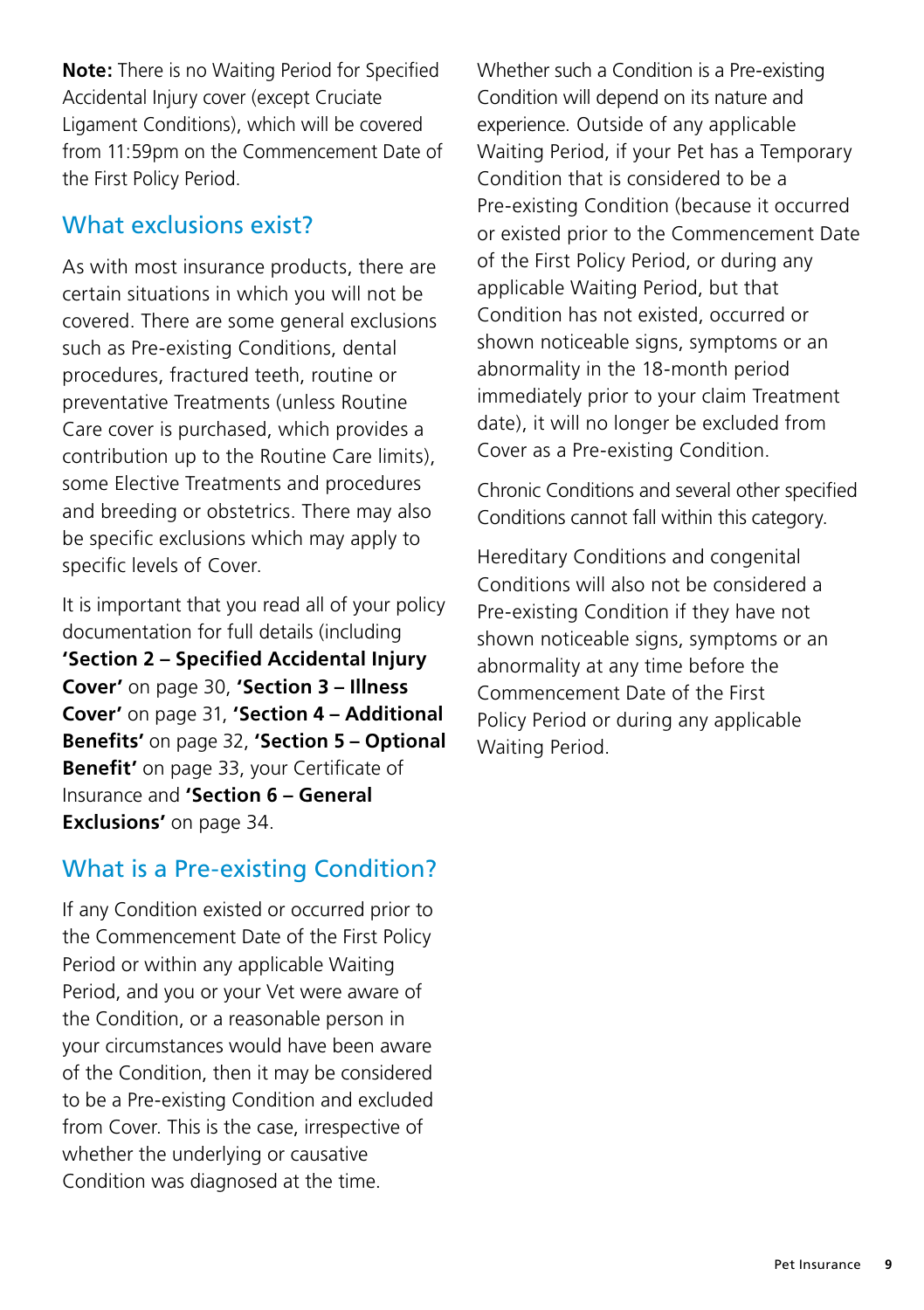**Note:** There is no Waiting Period for Specified Accidental Injury cover (except Cruciate Ligament Conditions), which will be covered from 11:59pm on the Commencement Date of the First Policy Period.

## What exclusions exist?

As with most insurance products, there are certain situations in which you will not be covered. There are some general exclusions such as Pre-existing Conditions, dental procedures, fractured teeth, routine or preventative Treatments (unless Routine Care cover is purchased, which provides a contribution up to the Routine Care limits), some Elective Treatments and procedures and breeding or obstetrics. There may also be specific exclusions which may apply to specific levels of Cover.

It is important that you read all of your policy documentation for full details (including **'Section 2 – Specified Accidental Injury Cover'** on page 30, **'Section 3 – Illness Cover'** on page 31, **'Section 4 – Additional Benefits'** on page 32, **'Section 5 – Optional Benefit'** on page 33, your Certificate of Insurance and **'Section 6 – General Exclusions'** on page 34.

## What is a Pre-existing Condition?

If any Condition existed or occurred prior to the Commencement Date of the First Policy Period or within any applicable Waiting Period, and you or your Vet were aware of the Condition, or a reasonable person in your circumstances would have been aware of the Condition, then it may be considered to be a Pre-existing Condition and excluded from Cover. This is the case, irrespective of whether the underlying or causative Condition was diagnosed at the time.

Whether such a Condition is a Pre-existing Condition will depend on its nature and experience. Outside of any applicable Waiting Period, if your Pet has a Temporary Condition that is considered to be a Pre-existing Condition (because it occurred or existed prior to the Commencement Date of the First Policy Period, or during any applicable Waiting Period, but that Condition has not existed, occurred or shown noticeable signs, symptoms or an abnormality in the 18-month period immediately prior to your claim Treatment date), it will no longer be excluded from Cover as a Pre-existing Condition.

Chronic Conditions and several other specified Conditions cannot fall within this category.

Hereditary Conditions and congenital Conditions will also not be considered a Pre-existing Condition if they have not shown noticeable signs, symptoms or an abnormality at any time before the Commencement Date of the First Policy Period or during any applicable Waiting Period.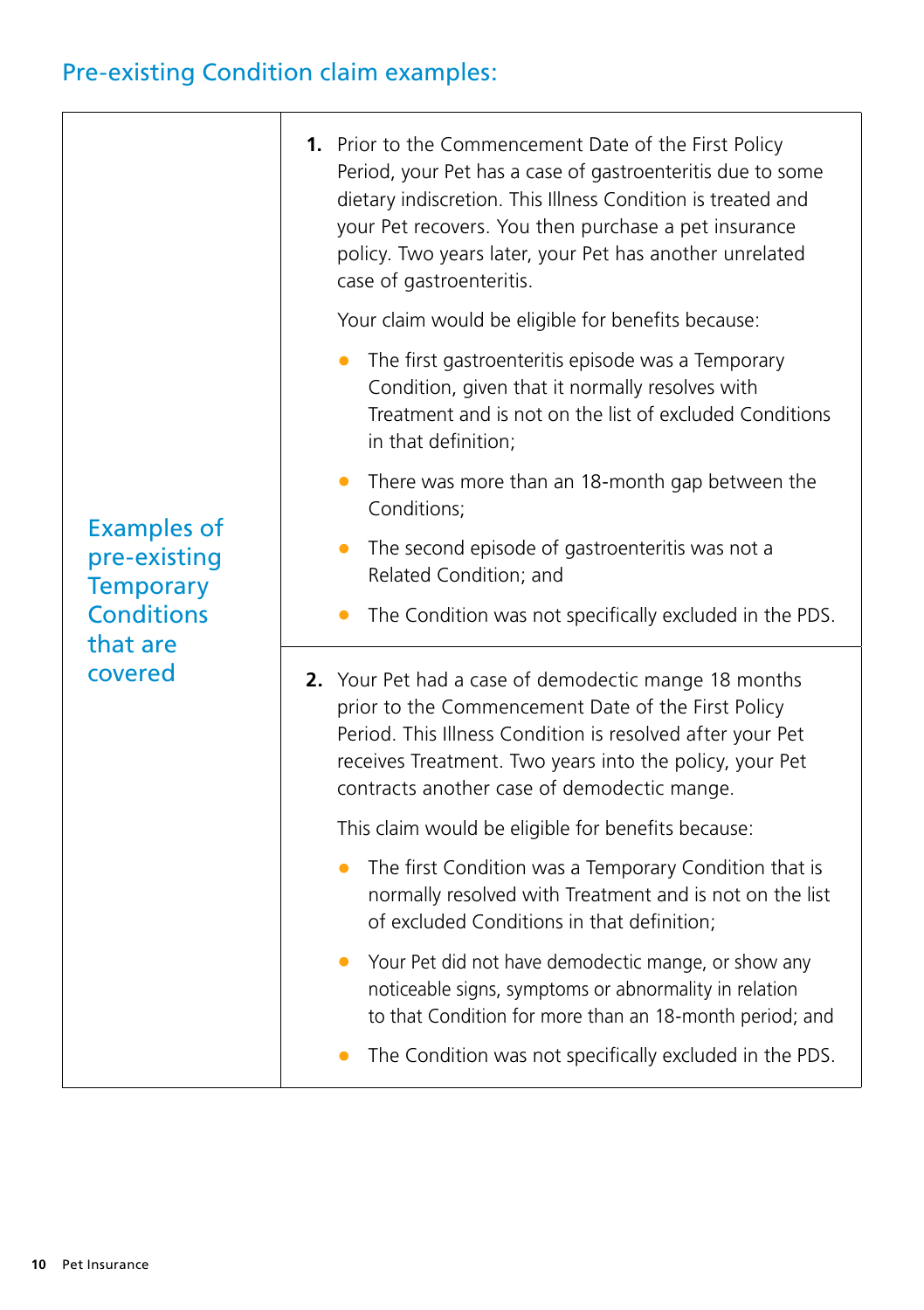## Pre-existing Condition claim examples:

| Examples of pre-existing Temporary Conditions that are covered | |
|---|---|
| | **1.** Prior to the Commencement Date of the First Policy Period, your Pet has a case of gastroenteritis due to some dietary indiscretion. This Illness Condition is treated and your Pet recovers. You then purchase a pet insurance policy. Two years later, your Pet has another unrelated case of gastroenteritis.<br><br>Your claim would be eligible for benefits because:<br><br>• The first gastroenteritis episode was a Temporary Condition, given that it normally resolves with Treatment and is not on the list of excluded Conditions in that definition;<br>• There was more than an 18-month gap between the Conditions;<br>• The second episode of gastroenteritis was not a Related Condition; and<br>• The Condition was not specifically excluded in the PDS. |
| | **2.** Your Pet had a case of demodectic mange 18 months prior to the Commencement Date of the First Policy Period. This Illness Condition is resolved after your Pet receives Treatment. Two years into the policy, your Pet contracts another case of demodectic mange.<br><br>This claim would be eligible for benefits because:<br><br>• The first Condition was a Temporary Condition that is normally resolved with Treatment and is not on the list of excluded Conditions in that definition;<br>• Your Pet did not have demodectic mange, or show any noticeable signs, symptoms or abnormality in relation to that Condition for more than an 18-month period; and<br>• The Condition was not specifically excluded in the PDS. |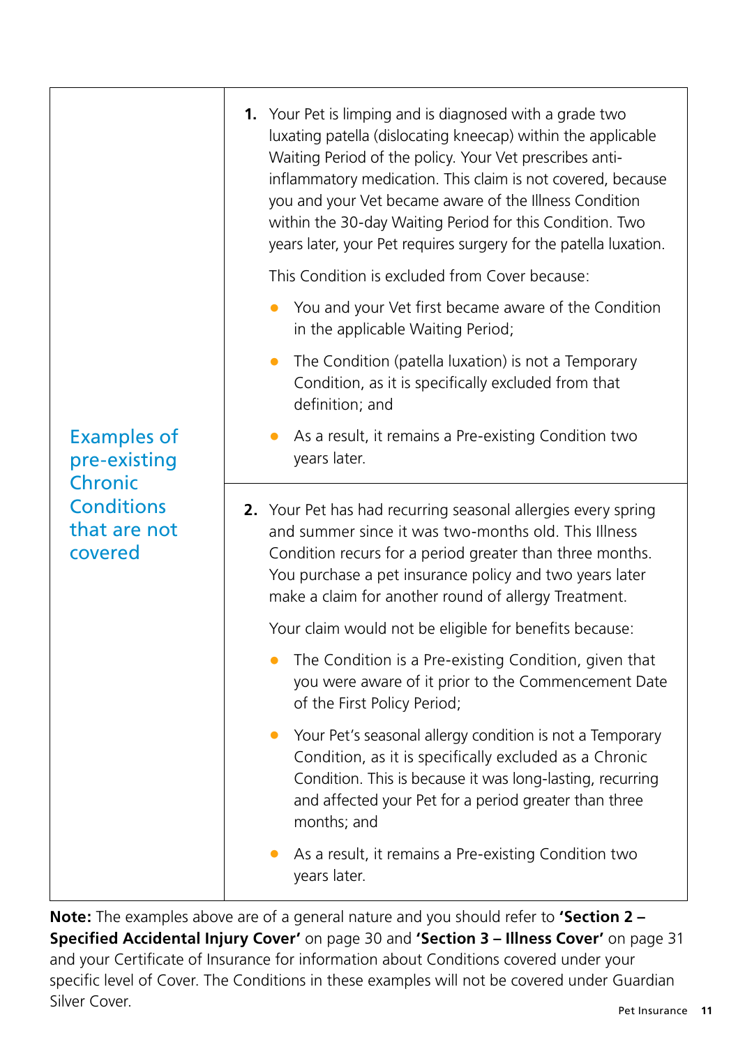| Examples of pre-existing Chronic Conditions that are not covered | |
|---|---|
| | **1.** Your Pet is limping and is diagnosed with a grade two luxating patella (dislocating kneecap) within the applicable Waiting Period of the policy. Your Vet prescribes anti-inflammatory medication. This claim is not covered, because you and your Vet became aware of the Illness Condition within the 30-day Waiting Period for this Condition. Two years later, your Pet requires surgery for the patella luxation.<br><br>This Condition is excluded from Cover because:<br><br>• You and your Vet first became aware of the Condition in the applicable Waiting Period;<br>• The Condition (patella luxation) is not a Temporary Condition, as it is specifically excluded from that definition; and<br>• As a result, it remains a Pre-existing Condition two years later. |
| | **2.** Your Pet has had recurring seasonal allergies every spring and summer since it was two-months old. This Illness Condition recurs for a period greater than three months. You purchase a pet insurance policy and two years later make a claim for another round of allergy Treatment.<br><br>Your claim would not be eligible for benefits because:<br><br>• The Condition is a Pre-existing Condition, given that you were aware of it prior to the Commencement Date of the First Policy Period;<br>• Your Pet's seasonal allergy condition is not a Temporary Condition, as it is specifically excluded as a Chronic Condition. This is because it was long-lasting, recurring and affected your Pet for a period greater than three months; and<br>• As a result, it remains a Pre-existing Condition two years later. |

**Note:** The examples above are of a general nature and you should refer to **'Section 2 – Specified Accidental Injury Cover'** on page 30 and **'Section 3 – Illness Cover'** on page 31 and your Certificate of Insurance for information about Conditions covered under your specific level of Cover. The Conditions in these examples will not be covered under Guardian Silver Cover.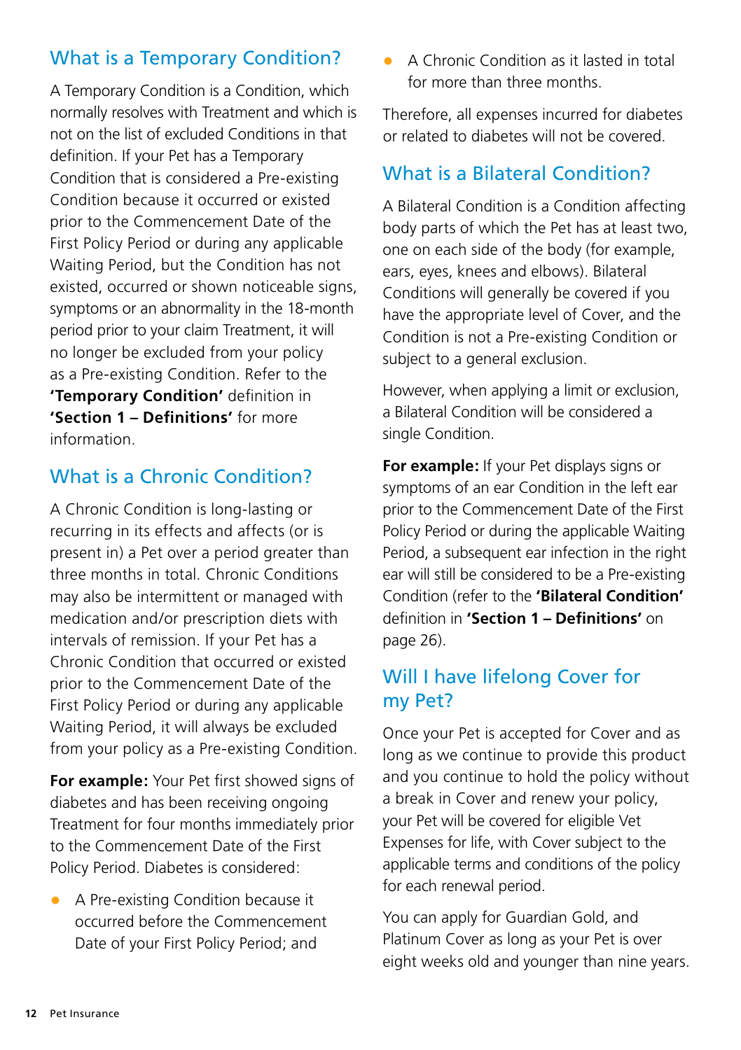## What is a Temporary Condition?

A Temporary Condition is a Condition, which normally resolves with Treatment and which is not on the list of excluded Conditions in that definition. If your Pet has a Temporary Condition that is considered a Pre-existing Condition because it occurred or existed prior to the Commencement Date of the First Policy Period or during any applicable Waiting Period, but the Condition has not existed, occurred or shown noticeable signs, symptoms or an abnormality in the 18-month period prior to your claim Treatment, it will no longer be excluded from your policy as a Pre-existing Condition. Refer to the **'Temporary Condition'** definition in **'Section 1 – Definitions'** for more information.

## What is a Chronic Condition?

A Chronic Condition is long-lasting or recurring in its effects and affects (or is present in) a Pet over a period greater than three months in total. Chronic Conditions may also be intermittent or managed with medication and/or prescription diets with intervals of remission. If your Pet has a Chronic Condition that occurred or existed prior to the Commencement Date of the First Policy Period or during any applicable Waiting Period, it will always be excluded from your policy as a Pre-existing Condition.

**For example:** Your Pet first showed signs of diabetes and has been receiving ongoing Treatment for four months immediately prior to the Commencement Date of the First Policy Period. Diabetes is considered:

- A Pre-existing Condition because it occurred before the Commencement Date of your First Policy Period; and
- A Chronic Condition as it lasted in total for more than three months.

Therefore, all expenses incurred for diabetes or related to diabetes will not be covered.

## What is a Bilateral Condition?

A Bilateral Condition is a Condition affecting body parts of which the Pet has at least two, one on each side of the body (for example, ears, eyes, knees and elbows). Bilateral Conditions will generally be covered if you have the appropriate level of Cover, and the Condition is not a Pre-existing Condition or subject to a general exclusion.

However, when applying a limit or exclusion, a Bilateral Condition will be considered a single Condition.

**For example:** If your Pet displays signs or symptoms of an ear Condition in the left ear prior to the Commencement Date of the First Policy Period or during the applicable Waiting Period, a subsequent ear infection in the right ear will still be considered to be a Pre-existing Condition (refer to the **'Bilateral Condition'** definition in **'Section 1 – Definitions'** on page 26).

## Will I have lifelong Cover for my Pet?

Once your Pet is accepted for Cover and as long as we continue to provide this product and you continue to hold the policy without a break in Cover and renew your policy, your Pet will be covered for eligible Vet Expenses for life, with Cover subject to the applicable terms and conditions of the policy for each renewal period.

You can apply for Guardian Gold, and Platinum Cover as long as your Pet is over eight weeks old and younger than nine years.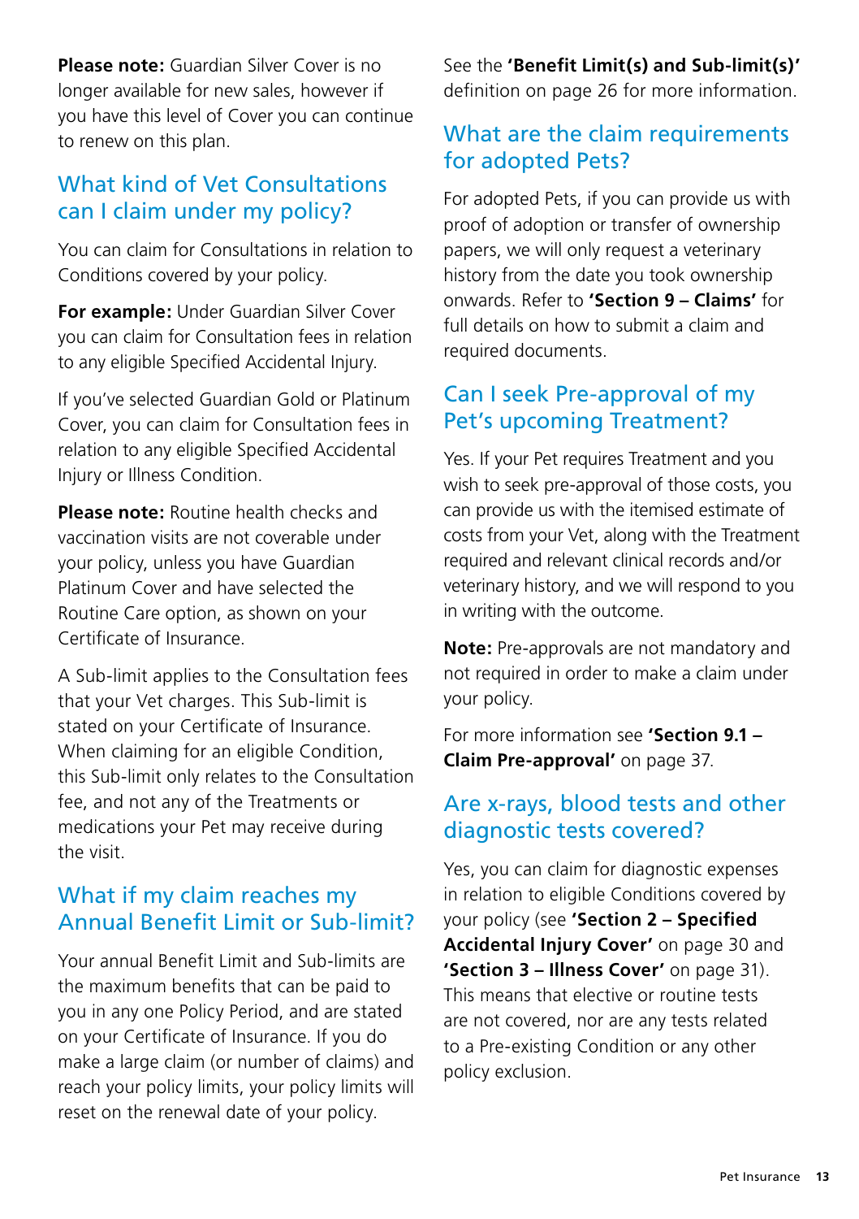**Please note:** Guardian Silver Cover is no longer available for new sales, however if you have this level of Cover you can continue to renew on this plan.

## What kind of Vet Consultations can I claim under my policy?

You can claim for Consultations in relation to Conditions covered by your policy.

**For example:** Under Guardian Silver Cover you can claim for Consultation fees in relation to any eligible Specified Accidental Injury.

If you've selected Guardian Gold or Platinum Cover, you can claim for Consultation fees in relation to any eligible Specified Accidental Injury or Illness Condition.

**Please note:** Routine health checks and vaccination visits are not coverable under your policy, unless you have Guardian Platinum Cover and have selected the Routine Care option, as shown on your Certificate of Insurance.

A Sub-limit applies to the Consultation fees that your Vet charges. This Sub-limit is stated on your Certificate of Insurance. When claiming for an eligible Condition, this Sub-limit only relates to the Consultation fee, and not any of the Treatments or medications your Pet may receive during the visit.

## What if my claim reaches my Annual Benefit Limit or Sub-limit?

Your annual Benefit Limit and Sub-limits are the maximum benefits that can be paid to you in any one Policy Period, and are stated on your Certificate of Insurance. If you do make a large claim (or number of claims) and reach your policy limits, your policy limits will reset on the renewal date of your policy.

See the **'Benefit Limit(s) and Sub-limit(s)'** definition on page 26 for more information.

## What are the claim requirements for adopted Pets?

For adopted Pets, if you can provide us with proof of adoption or transfer of ownership papers, we will only request a veterinary history from the date you took ownership onwards. Refer to **'Section 9 – Claims'** for full details on how to submit a claim and required documents.

## Can I seek Pre-approval of my Pet's upcoming Treatment?

Yes. If your Pet requires Treatment and you wish to seek pre-approval of those costs, you can provide us with the itemised estimate of costs from your Vet, along with the Treatment required and relevant clinical records and/or veterinary history, and we will respond to you in writing with the outcome.

**Note:** Pre-approvals are not mandatory and not required in order to make a claim under your policy.

For more information see **'Section 9.1 – Claim Pre-approval'** on page 37.

## Are x-rays, blood tests and other diagnostic tests covered?

Yes, you can claim for diagnostic expenses in relation to eligible Conditions covered by your policy (see **'Section 2 – Specified Accidental Injury Cover'** on page 30 and **'Section 3 – Illness Cover'** on page 31). This means that elective or routine tests are not covered, nor are any tests related to a Pre-existing Condition or any other policy exclusion.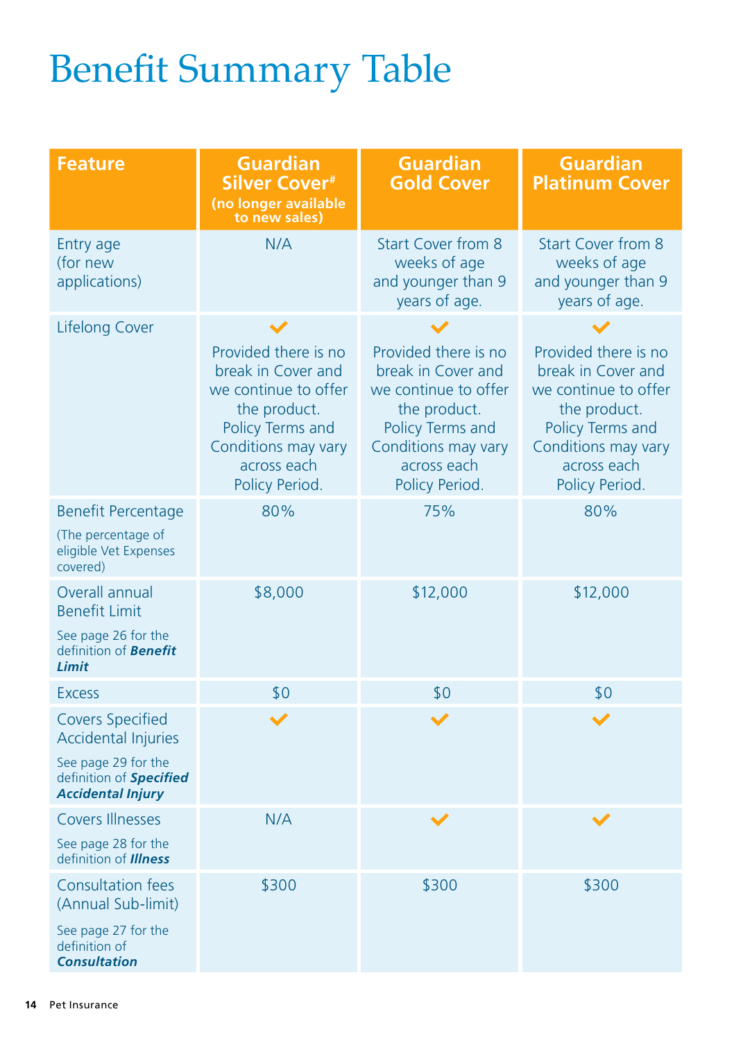# Benefit Summary Table

| Feature | Guardian Silver Cover# (no longer available to new sales) | Guardian Gold Cover | Guardian Platinum Cover |
|---|---|---|---|
| Entry age (for new applications) | N/A | Start Cover from 8 weeks of age and younger than 9 years of age. | Start Cover from 8 weeks of age and younger than 9 years of age. |
| Lifelong Cover | ✓ Provided there is no break in Cover and we continue to offer the product. Policy Terms and Conditions may vary across each Policy Period. | ✓ Provided there is no break in Cover and we continue to offer the product. Policy Terms and Conditions may vary across each Policy Period. | ✓ Provided there is no break in Cover and we continue to offer the product. Policy Terms and Conditions may vary across each Policy Period. |
| Benefit Percentage (The percentage of eligible Vet Expenses covered) | 80% | 75% | 80% |
| Overall annual Benefit Limit See page 26 for the definition of ***Benefit Limit*** | $8,000 | $12,000 | $12,000 |
| Excess | $0 | $0 | $0 |
| Covers Specified Accidental Injuries See page 29 for the definition of ***Specified Accidental Injury*** | ✓ | ✓ | ✓ |
| Covers Illnesses See page 28 for the definition of ***Illness*** | N/A | ✓ | ✓ |
| Consultation fees (Annual Sub-limit) See page 27 for the definition of ***Consultation*** | $300 | $300 | $300 |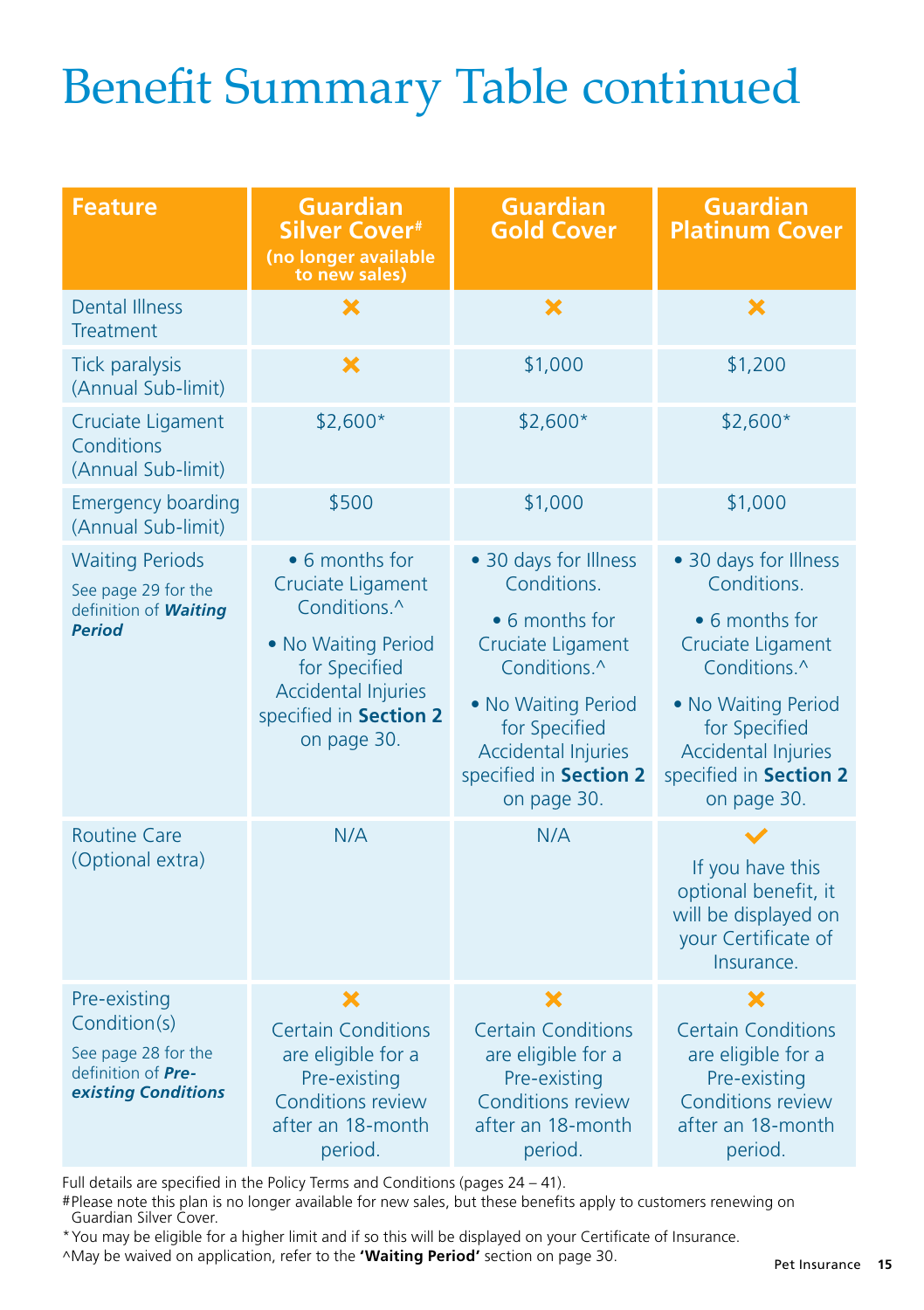# Benefit Summary Table continued

| Feature | Guardian Silver Cover# (no longer available to new sales) | Guardian Gold Cover | Guardian Platinum Cover |
|---|---|---|---|
| Dental Illness Treatment | ✗ | ✗ | ✗ |
| Tick paralysis (Annual Sub-limit) | ✗ | $1,000 | $1,200 |
| Cruciate Ligament Conditions (Annual Sub-limit) | $2,600* | $2,600* | $2,600* |
| Emergency boarding (Annual Sub-limit) | $500 | $1,000 | $1,000 |
| Waiting Periods<br>See page 29 for the definition of ***Waiting Period*** | • 6 months for Cruciate Ligament Conditions.^<br>• No Waiting Period for Specified Accidental Injuries specified in **Section 2** on page 30. | • 30 days for Illness Conditions.<br>• 6 months for Cruciate Ligament Conditions.^<br>• No Waiting Period for Specified Accidental Injuries specified in **Section 2** on page 30. | • 30 days for Illness Conditions.<br>• 6 months for Cruciate Ligament Conditions.^<br>• No Waiting Period for Specified Accidental Injuries specified in **Section 2** on page 30. |
| Routine Care (Optional extra) | N/A | N/A | ✓<br>If you have this optional benefit, it will be displayed on your Certificate of Insurance. |
| Pre-existing Condition(s)<br>See page 28 for the definition of ***Pre-existing Conditions*** | ✗<br>Certain Conditions are eligible for a Pre-existing Conditions review after an 18-month period. | ✗<br>Certain Conditions are eligible for a Pre-existing Conditions review after an 18-month period. | ✗<br>Certain Conditions are eligible for a Pre-existing Conditions review after an 18-month period. |

Full details are specified in the Policy Terms and Conditions (pages 24 – 41).

#Please note this plan is no longer available for new sales, but these benefits apply to customers renewing on Guardian Silver Cover.

*You may be eligible for a higher limit and if so this will be displayed on your Certificate of Insurance.

^May be waived on application, refer to the **'Waiting Period'** section on page 30.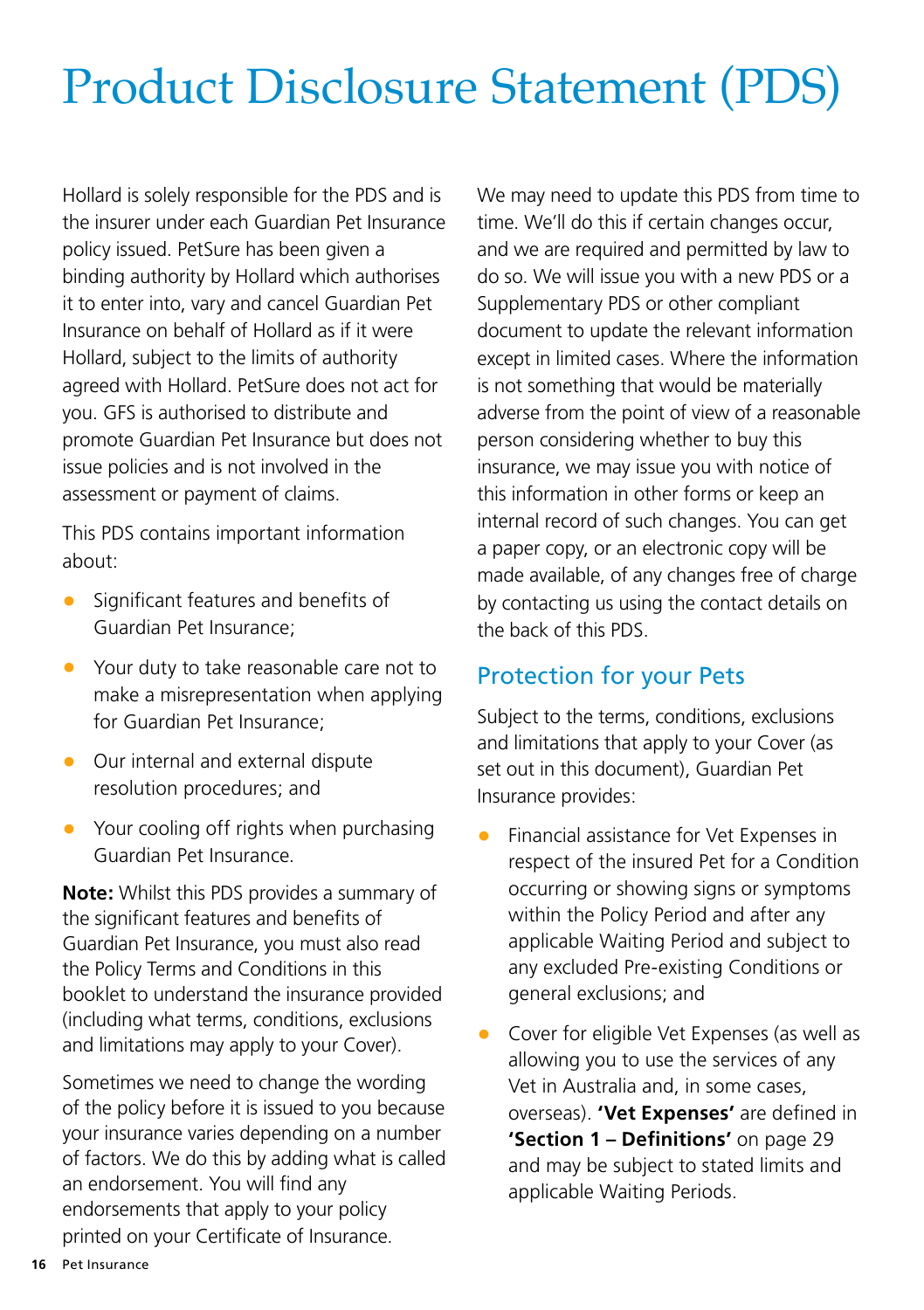# Product Disclosure Statement (PDS)

Hollard is solely responsible for the PDS and is the insurer under each Guardian Pet Insurance policy issued. PetSure has been given a binding authority by Hollard which authorises it to enter into, vary and cancel Guardian Pet Insurance on behalf of Hollard as if it were Hollard, subject to the limits of authority agreed with Hollard. PetSure does not act for you. GFS is authorised to distribute and promote Guardian Pet Insurance but does not issue policies and is not involved in the assessment or payment of claims.

This PDS contains important information about:

- Significant features and benefits of Guardian Pet Insurance;
- Your duty to take reasonable care not to make a misrepresentation when applying for Guardian Pet Insurance;
- Our internal and external dispute resolution procedures; and
- Your cooling off rights when purchasing Guardian Pet Insurance.

**Note:** Whilst this PDS provides a summary of the significant features and benefits of Guardian Pet Insurance, you must also read the Policy Terms and Conditions in this booklet to understand the insurance provided (including what terms, conditions, exclusions and limitations may apply to your Cover).

Sometimes we need to change the wording of the policy before it is issued to you because your insurance varies depending on a number of factors. We do this by adding what is called an endorsement. You will find any endorsements that apply to your policy printed on your Certificate of Insurance.

We may need to update this PDS from time to time. We'll do this if certain changes occur, and we are required and permitted by law to do so. We will issue you with a new PDS or a Supplementary PDS or other compliant document to update the relevant information except in limited cases. Where the information is not something that would be materially adverse from the point of view of a reasonable person considering whether to buy this insurance, we may issue you with notice of this information in other forms or keep an internal record of such changes. You can get a paper copy, or an electronic copy will be made available, of any changes free of charge by contacting us using the contact details on the back of this PDS.

## Protection for your Pets

Subject to the terms, conditions, exclusions and limitations that apply to your Cover (as set out in this document), Guardian Pet Insurance provides:

- Financial assistance for Vet Expenses in respect of the insured Pet for a Condition occurring or showing signs or symptoms within the Policy Period and after any applicable Waiting Period and subject to any excluded Pre-existing Conditions or general exclusions; and
- Cover for eligible Vet Expenses (as well as allowing you to use the services of any Vet in Australia and, in some cases, overseas). **'Vet Expenses'** are defined in **'Section 1 – Definitions'** on page 29 and may be subject to stated limits and applicable Waiting Periods.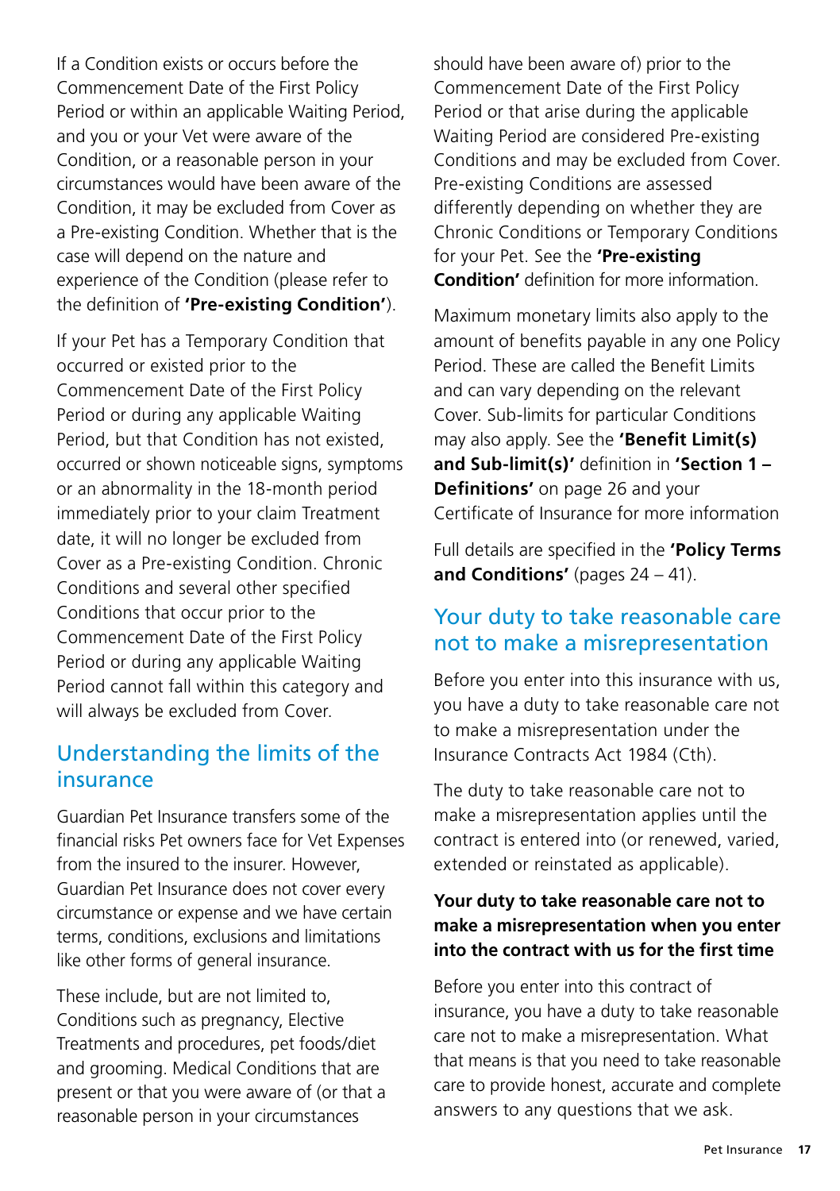If a Condition exists or occurs before the Commencement Date of the First Policy Period or within an applicable Waiting Period, and you or your Vet were aware of the Condition, or a reasonable person in your circumstances would have been aware of the Condition, it may be excluded from Cover as a Pre-existing Condition. Whether that is the case will depend on the nature and experience of the Condition (please refer to the definition of **'Pre-existing Condition'**).

If your Pet has a Temporary Condition that occurred or existed prior to the Commencement Date of the First Policy Period or during any applicable Waiting Period, but that Condition has not existed, occurred or shown noticeable signs, symptoms or an abnormality in the 18-month period immediately prior to your claim Treatment date, it will no longer be excluded from Cover as a Pre-existing Condition. Chronic Conditions and several other specified Conditions that occur prior to the Commencement Date of the First Policy Period or during any applicable Waiting Period cannot fall within this category and will always be excluded from Cover.

## Understanding the limits of the insurance

Guardian Pet Insurance transfers some of the financial risks Pet owners face for Vet Expenses from the insured to the insurer. However, Guardian Pet Insurance does not cover every circumstance or expense and we have certain terms, conditions, exclusions and limitations like other forms of general insurance.

These include, but are not limited to, Conditions such as pregnancy, Elective Treatments and procedures, pet foods/diet and grooming. Medical Conditions that are present or that you were aware of (or that a reasonable person in your circumstances should have been aware of) prior to the Commencement Date of the First Policy Period or that arise during the applicable Waiting Period are considered Pre-existing Conditions and may be excluded from Cover. Pre-existing Conditions are assessed differently depending on whether they are Chronic Conditions or Temporary Conditions for your Pet. See the **'Pre-existing Condition'** definition for more information.

Maximum monetary limits also apply to the amount of benefits payable in any one Policy Period. These are called the Benefit Limits and can vary depending on the relevant Cover. Sub-limits for particular Conditions may also apply. See the **'Benefit Limit(s) and Sub-limit(s)'** definition in **'Section 1 – Definitions'** on page 26 and your Certificate of Insurance for more information

Full details are specified in the **'Policy Terms and Conditions'** (pages 24 – 41).

## Your duty to take reasonable care not to make a misrepresentation

Before you enter into this insurance with us, you have a duty to take reasonable care not to make a misrepresentation under the Insurance Contracts Act 1984 (Cth).

The duty to take reasonable care not to make a misrepresentation applies until the contract is entered into (or renewed, varied, extended or reinstated as applicable).

### Your duty to take reasonable care not to make a misrepresentation when you enter into the contract with us for the first time

Before you enter into this contract of insurance, you have a duty to take reasonable care not to make a misrepresentation. What that means is that you need to take reasonable care to provide honest, accurate and complete answers to any questions that we ask.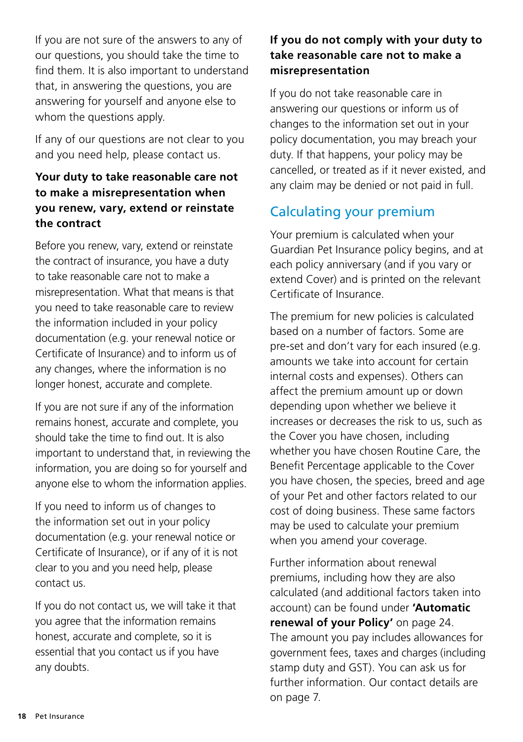If you are not sure of the answers to any of our questions, you should take the time to find them. It is also important to understand that, in answering the questions, you are answering for yourself and anyone else to whom the questions apply.

If any of our questions are not clear to you and you need help, please contact us.

**Your duty to take reasonable care not to make a misrepresentation when you renew, vary, extend or reinstate the contract**

Before you renew, vary, extend or reinstate the contract of insurance, you have a duty to take reasonable care not to make a misrepresentation. What that means is that you need to take reasonable care to review the information included in your policy documentation (e.g. your renewal notice or Certificate of Insurance) and to inform us of any changes, where the information is no longer honest, accurate and complete.

If you are not sure if any of the information remains honest, accurate and complete, you should take the time to find out. It is also important to understand that, in reviewing the information, you are doing so for yourself and anyone else to whom the information applies.

If you need to inform us of changes to the information set out in your policy documentation (e.g. your renewal notice or Certificate of Insurance), or if any of it is not clear to you and you need help, please contact us.

If you do not contact us, we will take it that you agree that the information remains honest, accurate and complete, so it is essential that you contact us if you have any doubts.

**If you do not comply with your duty to take reasonable care not to make a misrepresentation**

If you do not take reasonable care in answering our questions or inform us of changes to the information set out in your policy documentation, you may breach your duty. If that happens, your policy may be cancelled, or treated as if it never existed, and any claim may be denied or not paid in full.

## Calculating your premium

Your premium is calculated when your Guardian Pet Insurance policy begins, and at each policy anniversary (and if you vary or extend Cover) and is printed on the relevant Certificate of Insurance.

The premium for new policies is calculated based on a number of factors. Some are pre-set and don't vary for each insured (e.g. amounts we take into account for certain internal costs and expenses). Others can affect the premium amount up or down depending upon whether we believe it increases or decreases the risk to us, such as the Cover you have chosen, including whether you have chosen Routine Care, the Benefit Percentage applicable to the Cover you have chosen, the species, breed and age of your Pet and other factors related to our cost of doing business. These same factors may be used to calculate your premium when you amend your coverage.

Further information about renewal premiums, including how they are also calculated (and additional factors taken into account) can be found under **'Automatic renewal of your Policy'** on page 24. The amount you pay includes allowances for government fees, taxes and charges (including stamp duty and GST). You can ask us for further information. Our contact details are on page 7.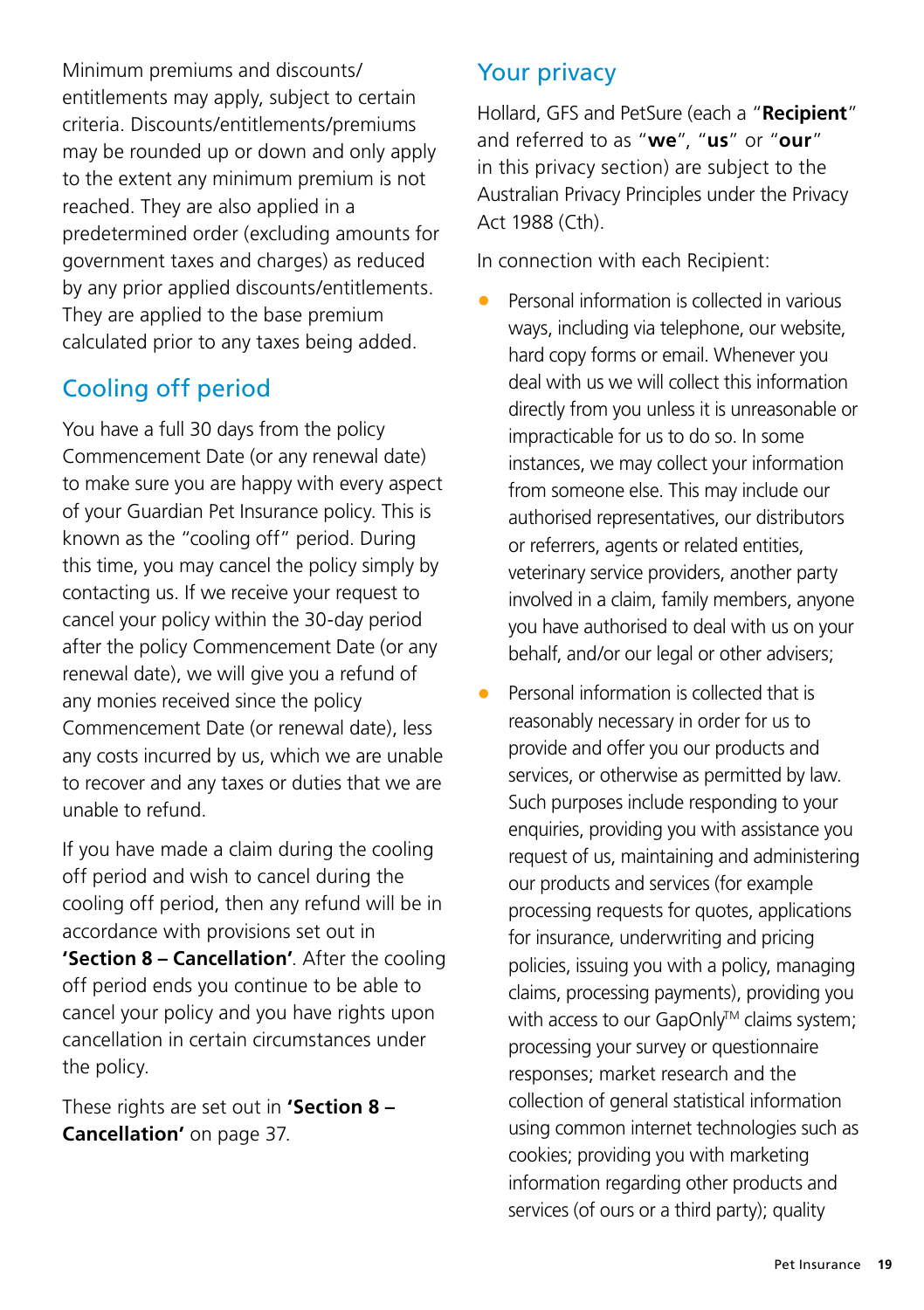Minimum premiums and discounts/entitlements may apply, subject to certain criteria. Discounts/entitlements/premiums may be rounded up or down and only apply to the extent any minimum premium is not reached. They are also applied in a predetermined order (excluding amounts for government taxes and charges) as reduced by any prior applied discounts/entitlements. They are applied to the base premium calculated prior to any taxes being added.

## Cooling off period

You have a full 30 days from the policy Commencement Date (or any renewal date) to make sure you are happy with every aspect of your Guardian Pet Insurance policy. This is known as the "cooling off" period. During this time, you may cancel the policy simply by contacting us. If we receive your request to cancel your policy within the 30-day period after the policy Commencement Date (or any renewal date), we will give you a refund of any monies received since the policy Commencement Date (or renewal date), less any costs incurred by us, which we are unable to recover and any taxes or duties that we are unable to refund.

If you have made a claim during the cooling off period and wish to cancel during the cooling off period, then any refund will be in accordance with provisions set out in **'Section 8 – Cancellation'**. After the cooling off period ends you continue to be able to cancel your policy and you have rights upon cancellation in certain circumstances under the policy.

These rights are set out in **'Section 8 – Cancellation'** on page 37.

## Your privacy

Hollard, GFS and PetSure (each a "**Recipient**" and referred to as "**we**", "**us**" or "**our**" in this privacy section) are subject to the Australian Privacy Principles under the Privacy Act 1988 (Cth).

In connection with each Recipient:

- Personal information is collected in various ways, including via telephone, our website, hard copy forms or email. Whenever you deal with us we will collect this information directly from you unless it is unreasonable or impracticable for us to do so. In some instances, we may collect your information from someone else. This may include our authorised representatives, our distributors or referrers, agents or related entities, veterinary service providers, another party involved in a claim, family members, anyone you have authorised to deal with us on your behalf, and/or our legal or other advisers;
- Personal information is collected that is reasonably necessary in order for us to provide and offer you our products and services, or otherwise as permitted by law. Such purposes include responding to your enquiries, providing you with assistance you request of us, maintaining and administering our products and services (for example processing requests for quotes, applications for insurance, underwriting and pricing policies, issuing you with a policy, managing claims, processing payments), providing you with access to our GapOnly™ claims system; processing your survey or questionnaire responses; market research and the collection of general statistical information using common internet technologies such as cookies; providing you with marketing information regarding other products and services (of ours or a third party); quality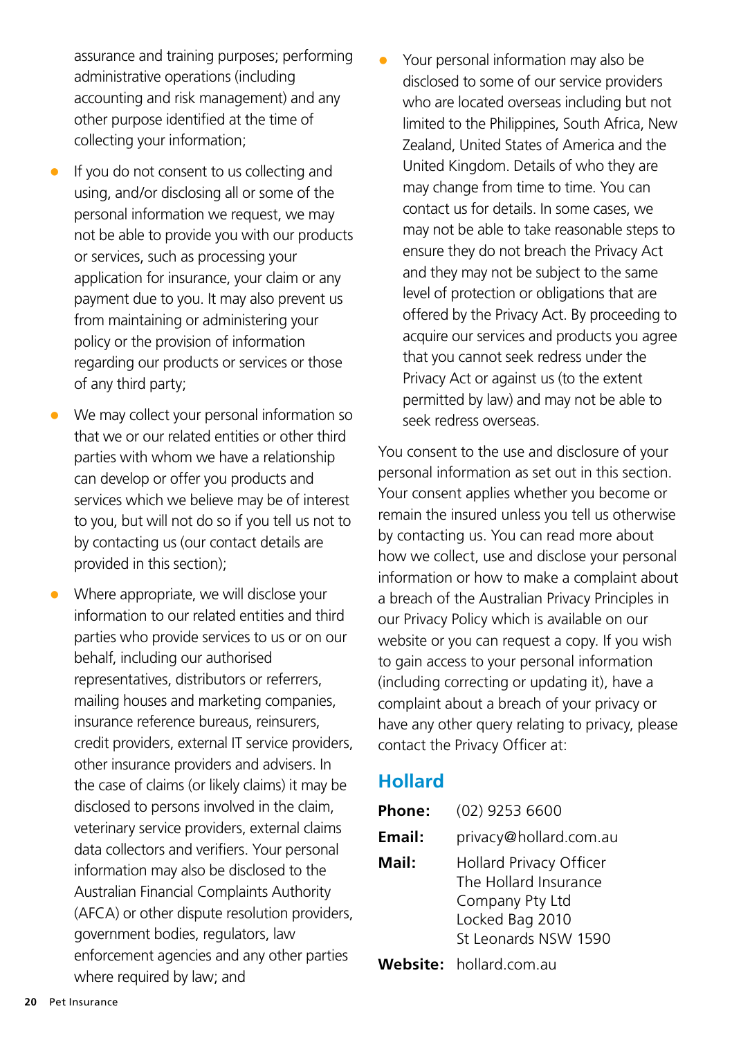assurance and training purposes; performing administrative operations (including accounting and risk management) and any other purpose identified at the time of collecting your information;

- If you do not consent to us collecting and using, and/or disclosing all or some of the personal information we request, we may not be able to provide you with our products or services, such as processing your application for insurance, your claim or any payment due to you. It may also prevent us from maintaining or administering your policy or the provision of information regarding our products or services or those of any third party;
- We may collect your personal information so that we or our related entities or other third parties with whom we have a relationship can develop or offer you products and services which we believe may be of interest to you, but will not do so if you tell us not to by contacting us (our contact details are provided in this section);
- Where appropriate, we will disclose your information to our related entities and third parties who provide services to us or on our behalf, including our authorised representatives, distributors or referrers, mailing houses and marketing companies, insurance reference bureaus, reinsurers, credit providers, external IT service providers, other insurance providers and advisers. In the case of claims (or likely claims) it may be disclosed to persons involved in the claim, veterinary service providers, external claims data collectors and verifiers. Your personal information may also be disclosed to the Australian Financial Complaints Authority (AFCA) or other dispute resolution providers, government bodies, regulators, law enforcement agencies and any other parties where required by law; and
- Your personal information may also be disclosed to some of our service providers who are located overseas including but not limited to the Philippines, South Africa, New Zealand, United States of America and the United Kingdom. Details of who they are may change from time to time. You can contact us for details. In some cases, we may not be able to take reasonable steps to ensure they do not breach the Privacy Act and they may not be subject to the same level of protection or obligations that are offered by the Privacy Act. By proceeding to acquire our services and products you agree that you cannot seek redress under the Privacy Act or against us (to the extent permitted by law) and may not be able to seek redress overseas.

You consent to the use and disclosure of your personal information as set out in this section. Your consent applies whether you become or remain the insured unless you tell us otherwise by contacting us. You can read more about how we collect, use and disclose your personal information or how to make a complaint about a breach of the Australian Privacy Principles in our Privacy Policy which is available on our website or you can request a copy. If you wish to gain access to your personal information (including correcting or updating it), have a complaint about a breach of your privacy or have any other query relating to privacy, please contact the Privacy Officer at:

## Hollard

**Phone:** (02) 9253 6600

**Email:** privacy@hollard.com.au

**Mail:** Hollard Privacy Officer
The Hollard Insurance Company Pty Ltd
Locked Bag 2010
St Leonards NSW 1590

**Website:** hollard.com.au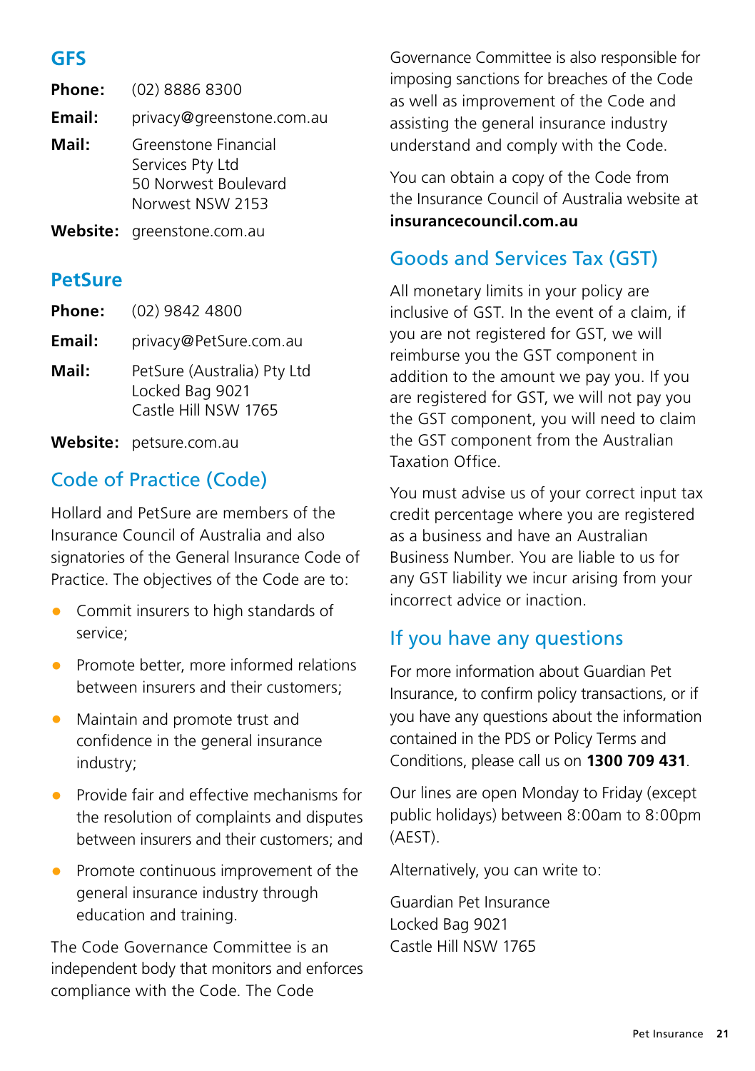## GFS

**Phone:** (02) 8886 8300

**Email:** privacy@greenstone.com.au

**Mail:** Greenstone Financial Services Pty Ltd
50 Norwest Boulevard
Norwest NSW 2153

**Website:** greenstone.com.au

## PetSure

**Phone:** (02) 9842 4800

**Email:** privacy@PetSure.com.au

**Mail:** PetSure (Australia) Pty Ltd
Locked Bag 9021
Castle Hill NSW 1765

**Website:** petsure.com.au

## Code of Practice (Code)

Hollard and PetSure are members of the Insurance Council of Australia and also signatories of the General Insurance Code of Practice. The objectives of the Code are to:

- Commit insurers to high standards of service;
- Promote better, more informed relations between insurers and their customers;
- Maintain and promote trust and confidence in the general insurance industry;
- Provide fair and effective mechanisms for the resolution of complaints and disputes between insurers and their customers; and
- Promote continuous improvement of the general insurance industry through education and training.

The Code Governance Committee is an independent body that monitors and enforces compliance with the Code. The Code Governance Committee is also responsible for imposing sanctions for breaches of the Code as well as improvement of the Code and assisting the general insurance industry understand and comply with the Code.

You can obtain a copy of the Code from the Insurance Council of Australia website at **insurancecouncil.com.au**

## Goods and Services Tax (GST)

All monetary limits in your policy are inclusive of GST. In the event of a claim, if you are not registered for GST, we will reimburse you the GST component in addition to the amount we pay you. If you are registered for GST, we will not pay you the GST component, you will need to claim the GST component from the Australian Taxation Office.

You must advise us of your correct input tax credit percentage where you are registered as a business and have an Australian Business Number. You are liable to us for any GST liability we incur arising from your incorrect advice or inaction.

## If you have any questions

For more information about Guardian Pet Insurance, to confirm policy transactions, or if you have any questions about the information contained in the PDS or Policy Terms and Conditions, please call us on **1300 709 431**.

Our lines are open Monday to Friday (except public holidays) between 8:00am to 8:00pm (AEST).

Alternatively, you can write to:

Guardian Pet Insurance
Locked Bag 9021
Castle Hill NSW 1765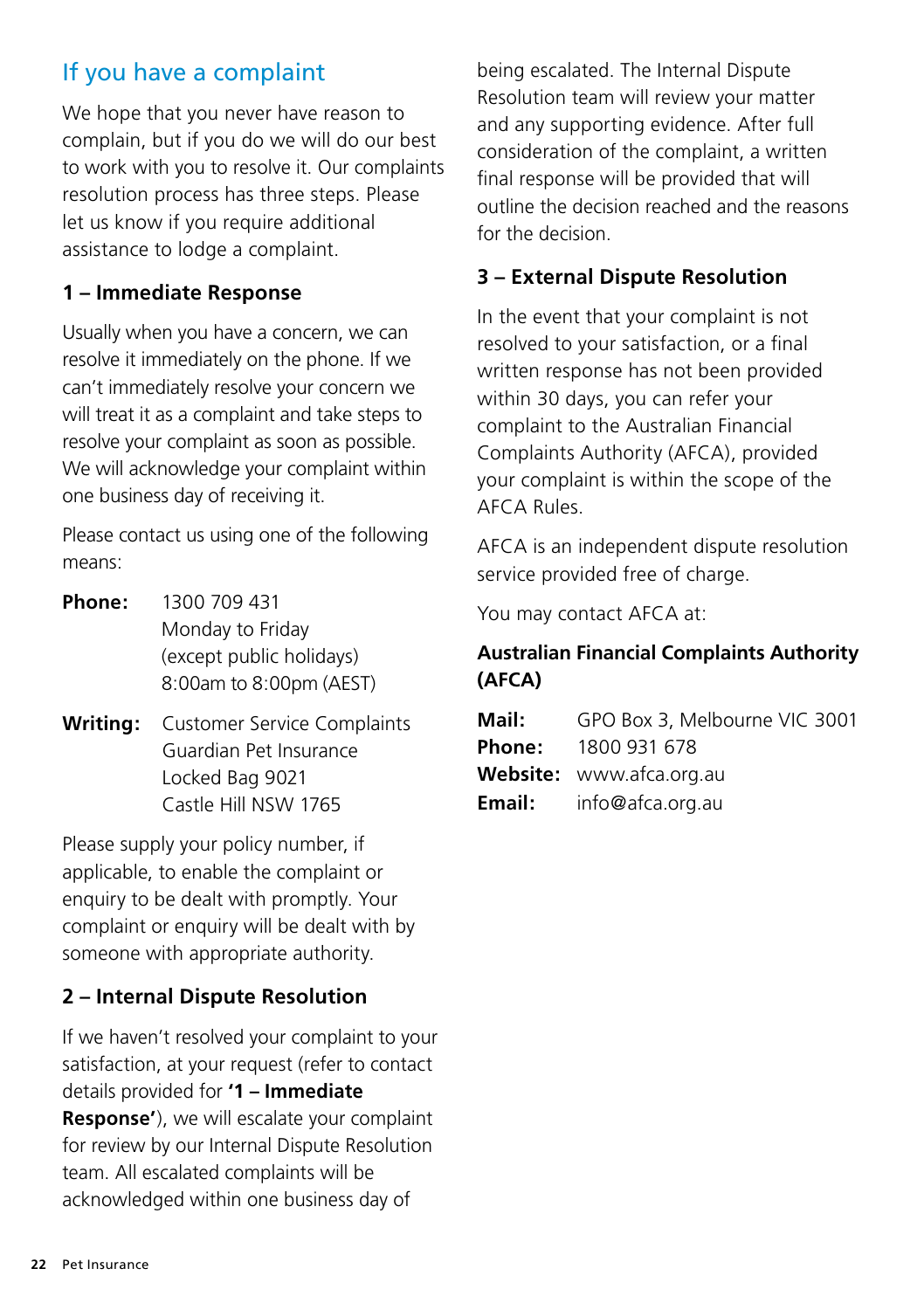## If you have a complaint

We hope that you never have reason to complain, but if you do we will do our best to work with you to resolve it. Our complaints resolution process has three steps. Please let us know if you require additional assistance to lodge a complaint.

### 1 – Immediate Response

Usually when you have a concern, we can resolve it immediately on the phone. If we can't immediately resolve your concern we will treat it as a complaint and take steps to resolve your complaint as soon as possible. We will acknowledge your complaint within one business day of receiving it.

Please contact us using one of the following means:

**Phone:** 1300 709 431
Monday to Friday
(except public holidays)
8:00am to 8:00pm (AEST)

**Writing:** Customer Service Complaints
Guardian Pet Insurance
Locked Bag 9021
Castle Hill NSW 1765

Please supply your policy number, if applicable, to enable the complaint or enquiry to be dealt with promptly. Your complaint or enquiry will be dealt with by someone with appropriate authority.

### 2 – Internal Dispute Resolution

If we haven't resolved your complaint to your satisfaction, at your request (refer to contact details provided for **'1 – Immediate Response'**), we will escalate your complaint for review by our Internal Dispute Resolution team. All escalated complaints will be acknowledged within one business day of being escalated. The Internal Dispute Resolution team will review your matter and any supporting evidence. After full consideration of the complaint, a written final response will be provided that will outline the decision reached and the reasons for the decision.

### 3 – External Dispute Resolution

In the event that your complaint is not resolved to your satisfaction, or a final written response has not been provided within 30 days, you can refer your complaint to the Australian Financial Complaints Authority (AFCA), provided your complaint is within the scope of the AFCA Rules.

AFCA is an independent dispute resolution service provided free of charge.

You may contact AFCA at:

**Australian Financial Complaints Authority (AFCA)**

**Mail:** GPO Box 3, Melbourne VIC 3001
**Phone:** 1800 931 678
**Website:** www.afca.org.au
**Email:** info@afca.org.au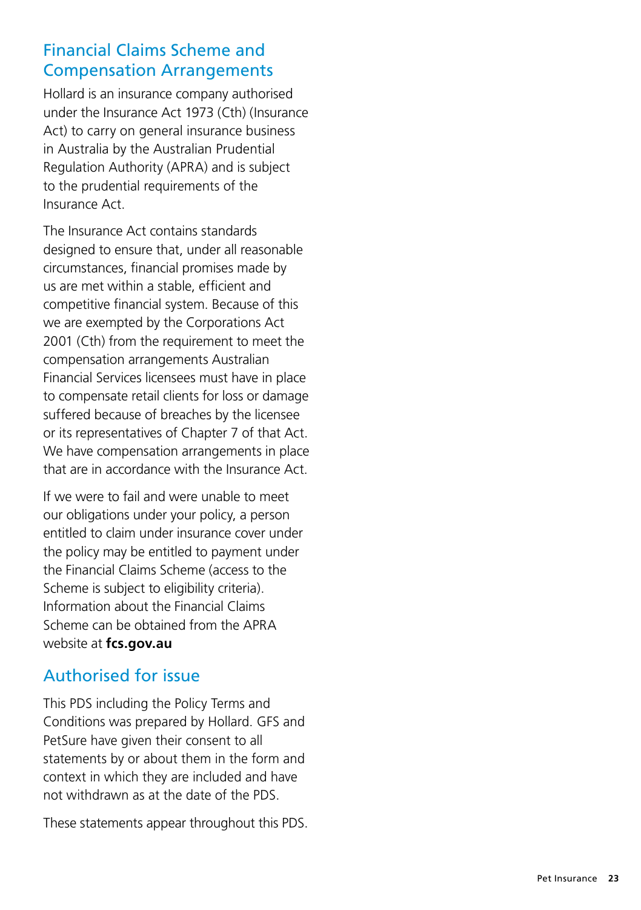## Financial Claims Scheme and Compensation Arrangements

Hollard is an insurance company authorised under the Insurance Act 1973 (Cth) (Insurance Act) to carry on general insurance business in Australia by the Australian Prudential Regulation Authority (APRA) and is subject to the prudential requirements of the Insurance Act.

The Insurance Act contains standards designed to ensure that, under all reasonable circumstances, financial promises made by us are met within a stable, efficient and competitive financial system. Because of this we are exempted by the Corporations Act 2001 (Cth) from the requirement to meet the compensation arrangements Australian Financial Services licensees must have in place to compensate retail clients for loss or damage suffered because of breaches by the licensee or its representatives of Chapter 7 of that Act. We have compensation arrangements in place that are in accordance with the Insurance Act.

If we were to fail and were unable to meet our obligations under your policy, a person entitled to claim under insurance cover under the policy may be entitled to payment under the Financial Claims Scheme (access to the Scheme is subject to eligibility criteria). Information about the Financial Claims Scheme can be obtained from the APRA website at **fcs.gov.au**

## Authorised for issue

This PDS including the Policy Terms and Conditions was prepared by Hollard. GFS and PetSure have given their consent to all statements by or about them in the form and context in which they are included and have not withdrawn as at the date of the PDS.

These statements appear throughout this PDS.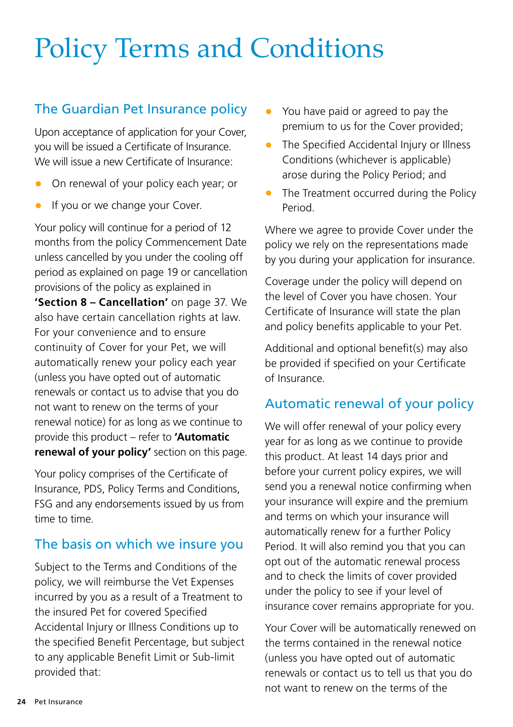# Policy Terms and Conditions

## The Guardian Pet Insurance policy

Upon acceptance of application for your Cover, you will be issued a Certificate of Insurance. We will issue a new Certificate of Insurance:

- On renewal of your policy each year; or
- If you or we change your Cover.

Your policy will continue for a period of 12 months from the policy Commencement Date unless cancelled by you under the cooling off period as explained on page 19 or cancellation provisions of the policy as explained in **'Section 8 – Cancellation'** on page 37. We also have certain cancellation rights at law. For your convenience and to ensure continuity of Cover for your Pet, we will automatically renew your policy each year (unless you have opted out of automatic renewals or contact us to advise that you do not want to renew on the terms of your renewal notice) for as long as we continue to provide this product – refer to **'Automatic renewal of your policy'** section on this page.

Your policy comprises of the Certificate of Insurance, PDS, Policy Terms and Conditions, FSG and any endorsements issued by us from time to time.

## The basis on which we insure you

Subject to the Terms and Conditions of the policy, we will reimburse the Vet Expenses incurred by you as a result of a Treatment to the insured Pet for covered Specified Accidental Injury or Illness Conditions up to the specified Benefit Percentage, but subject to any applicable Benefit Limit or Sub-limit provided that:

- You have paid or agreed to pay the premium to us for the Cover provided;
- The Specified Accidental Injury or Illness Conditions (whichever is applicable) arose during the Policy Period; and
- The Treatment occurred during the Policy Period.

Where we agree to provide Cover under the policy we rely on the representations made by you during your application for insurance.

Coverage under the policy will depend on the level of Cover you have chosen. Your Certificate of Insurance will state the plan and policy benefits applicable to your Pet.

Additional and optional benefit(s) may also be provided if specified on your Certificate of Insurance.

## Automatic renewal of your policy

We will offer renewal of your policy every year for as long as we continue to provide this product. At least 14 days prior and before your current policy expires, we will send you a renewal notice confirming when your insurance will expire and the premium and terms on which your insurance will automatically renew for a further Policy Period. It will also remind you that you can opt out of the automatic renewal process and to check the limits of cover provided under the policy to see if your level of insurance cover remains appropriate for you.

Your Cover will be automatically renewed on the terms contained in the renewal notice (unless you have opted out of automatic renewals or contact us to tell us that you do not want to renew on the terms of the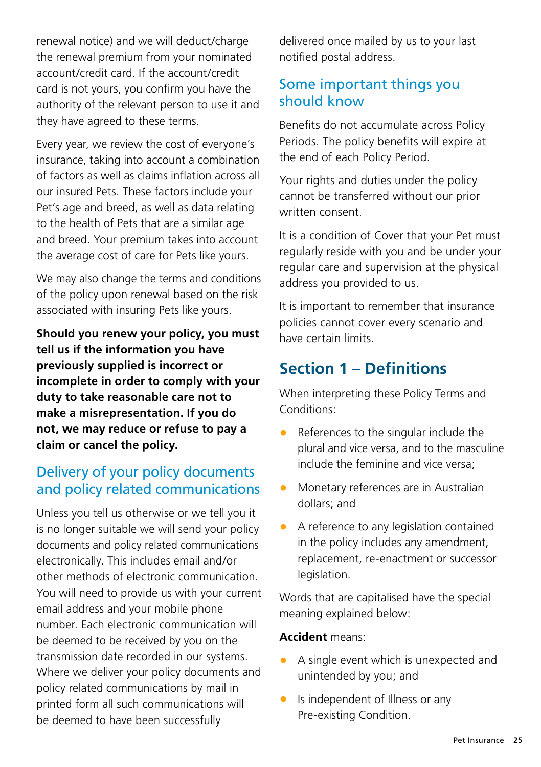renewal notice) and we will deduct/charge the renewal premium from your nominated account/credit card. If the account/credit card is not yours, you confirm you have the authority of the relevant person to use it and they have agreed to these terms.

Every year, we review the cost of everyone's insurance, taking into account a combination of factors as well as claims inflation across all our insured Pets. These factors include your Pet's age and breed, as well as data relating to the health of Pets that are a similar age and breed. Your premium takes into account the average cost of care for Pets like yours.

We may also change the terms and conditions of the policy upon renewal based on the risk associated with insuring Pets like yours.

**Should you renew your policy, you must tell us if the information you have previously supplied is incorrect or incomplete in order to comply with your duty to take reasonable care not to make a misrepresentation. If you do not, we may reduce or refuse to pay a claim or cancel the policy.**

## Delivery of your policy documents and policy related communications

Unless you tell us otherwise or we tell you it is no longer suitable we will send your policy documents and policy related communications electronically. This includes email and/or other methods of electronic communication. You will need to provide us with your current email address and your mobile phone number. Each electronic communication will be deemed to be received by you on the transmission date recorded in our systems. Where we deliver your policy documents and policy related communications by mail in printed form all such communications will be deemed to have been successfully delivered once mailed by us to your last notified postal address.

## Some important things you should know

Benefits do not accumulate across Policy Periods. The policy benefits will expire at the end of each Policy Period.

Your rights and duties under the policy cannot be transferred without our prior written consent.

It is a condition of Cover that your Pet must regularly reside with you and be under your regular care and supervision at the physical address you provided to us.

It is important to remember that insurance policies cannot cover every scenario and have certain limits.

# Section 1 – Definitions

When interpreting these Policy Terms and Conditions:

- References to the singular include the plural and vice versa, and to the masculine include the feminine and vice versa;
- Monetary references are in Australian dollars; and
- A reference to any legislation contained in the policy includes any amendment, replacement, re-enactment or successor legislation.

Words that are capitalised have the special meaning explained below:

**Accident** means:

- A single event which is unexpected and unintended by you; and
- Is independent of Illness or any Pre-existing Condition.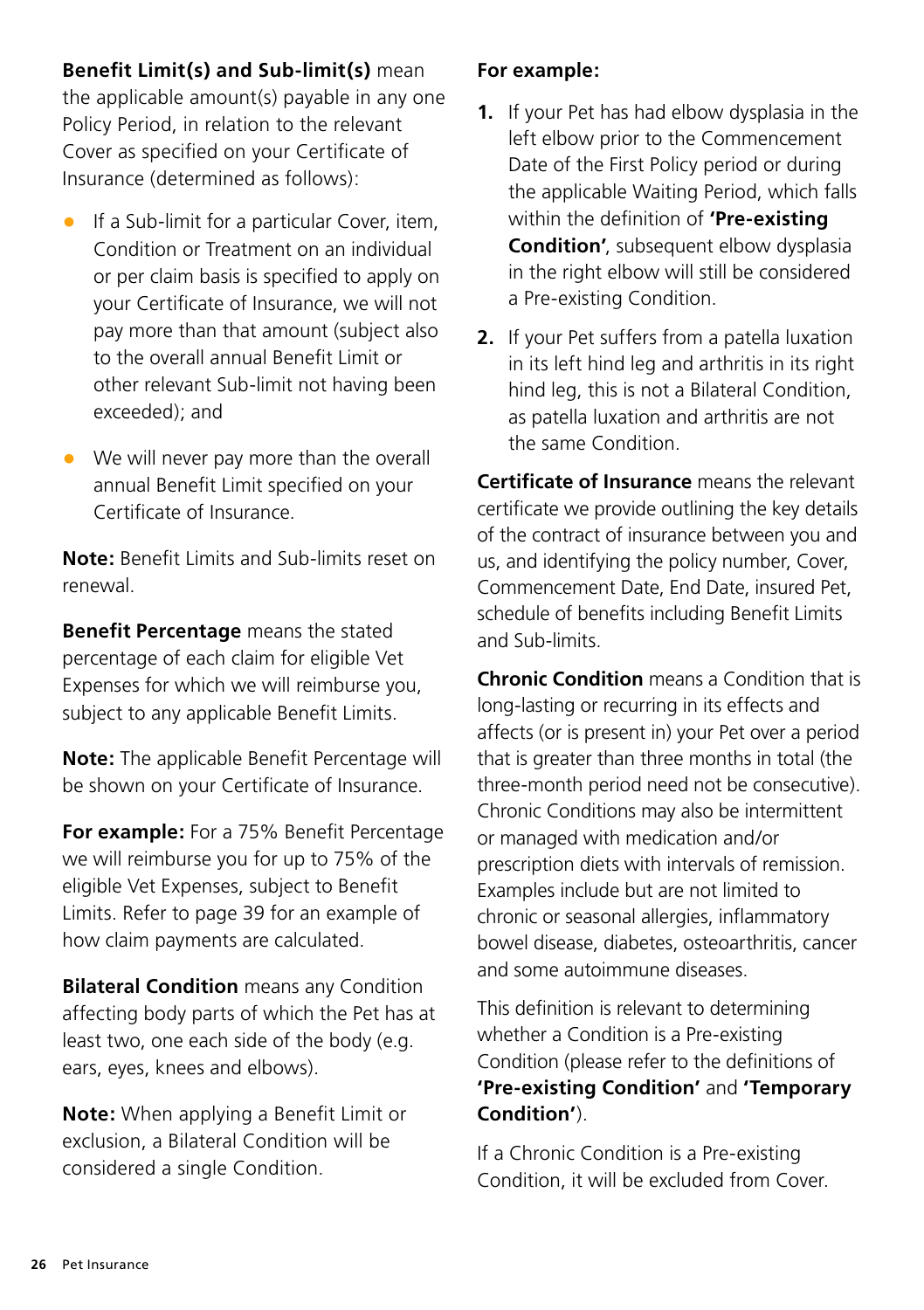**Benefit Limit(s) and Sub-limit(s)** mean the applicable amount(s) payable in any one Policy Period, in relation to the relevant Cover as specified on your Certificate of Insurance (determined as follows):

- If a Sub-limit for a particular Cover, item, Condition or Treatment on an individual or per claim basis is specified to apply on your Certificate of Insurance, we will not pay more than that amount (subject also to the overall annual Benefit Limit or other relevant Sub-limit not having been exceeded); and
- We will never pay more than the overall annual Benefit Limit specified on your Certificate of Insurance.

**Note:** Benefit Limits and Sub-limits reset on renewal.

**Benefit Percentage** means the stated percentage of each claim for eligible Vet Expenses for which we will reimburse you, subject to any applicable Benefit Limits.

**Note:** The applicable Benefit Percentage will be shown on your Certificate of Insurance.

**For example:** For a 75% Benefit Percentage we will reimburse you for up to 75% of the eligible Vet Expenses, subject to Benefit Limits. Refer to page 39 for an example of how claim payments are calculated.

**Bilateral Condition** means any Condition affecting body parts of which the Pet has at least two, one each side of the body (e.g. ears, eyes, knees and elbows).

**Note:** When applying a Benefit Limit or exclusion, a Bilateral Condition will be considered a single Condition.

**For example:**

1. If your Pet has had elbow dysplasia in the left elbow prior to the Commencement Date of the First Policy period or during the applicable Waiting Period, which falls within the definition of **'Pre-existing Condition'**, subsequent elbow dysplasia in the right elbow will still be considered a Pre-existing Condition.
2. If your Pet suffers from a patella luxation in its left hind leg and arthritis in its right hind leg, this is not a Bilateral Condition, as patella luxation and arthritis are not the same Condition.

**Certificate of Insurance** means the relevant certificate we provide outlining the key details of the contract of insurance between you and us, and identifying the policy number, Cover, Commencement Date, End Date, insured Pet, schedule of benefits including Benefit Limits and Sub-limits.

**Chronic Condition** means a Condition that is long-lasting or recurring in its effects and affects (or is present in) your Pet over a period that is greater than three months in total (the three-month period need not be consecutive). Chronic Conditions may also be intermittent or managed with medication and/or prescription diets with intervals of remission. Examples include but are not limited to chronic or seasonal allergies, inflammatory bowel disease, diabetes, osteoarthritis, cancer and some autoimmune diseases.

This definition is relevant to determining whether a Condition is a Pre-existing Condition (please refer to the definitions of **'Pre-existing Condition'** and **'Temporary Condition'**).

If a Chronic Condition is a Pre-existing Condition, it will be excluded from Cover.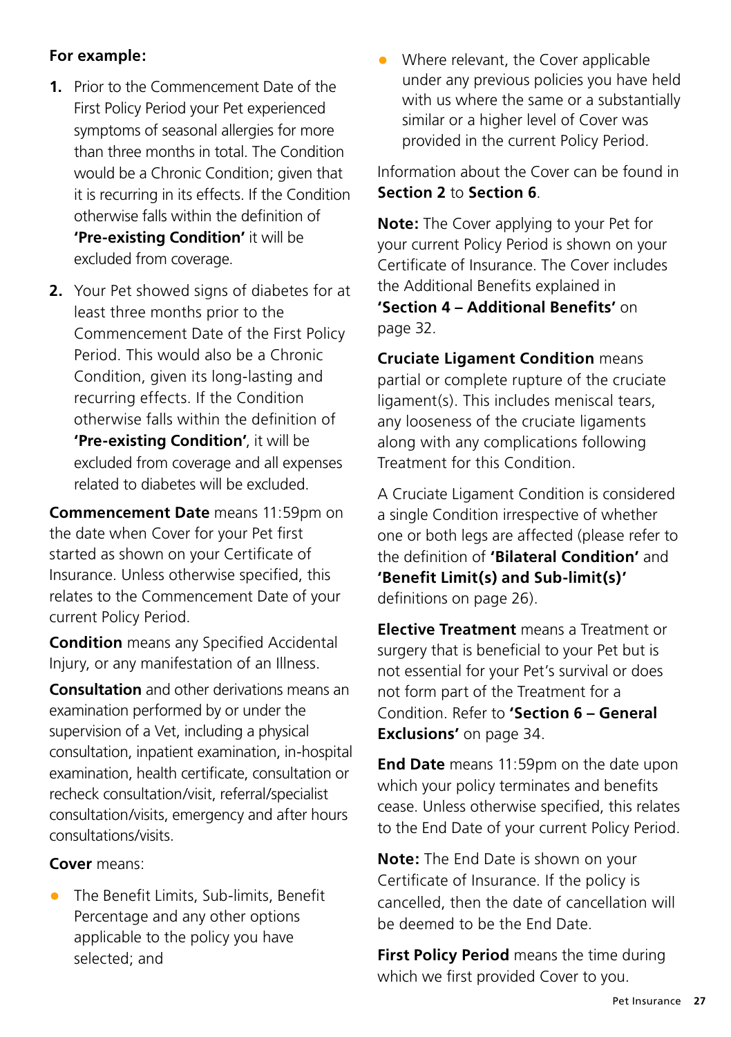**For example:**

1. Prior to the Commencement Date of the First Policy Period your Pet experienced symptoms of seasonal allergies for more than three months in total. The Condition would be a Chronic Condition; given that it is recurring in its effects. If the Condition otherwise falls within the definition of **'Pre-existing Condition'** it will be excluded from coverage.
2. Your Pet showed signs of diabetes for at least three months prior to the Commencement Date of the First Policy Period. This would also be a Chronic Condition, given its long-lasting and recurring effects. If the Condition otherwise falls within the definition of **'Pre-existing Condition'**, it will be excluded from coverage and all expenses related to diabetes will be excluded.

**Commencement Date** means 11:59pm on the date when Cover for your Pet first started as shown on your Certificate of Insurance. Unless otherwise specified, this relates to the Commencement Date of your current Policy Period.

**Condition** means any Specified Accidental Injury, or any manifestation of an Illness.

**Consultation** and other derivations means an examination performed by or under the supervision of a Vet, including a physical consultation, inpatient examination, in-hospital examination, health certificate, consultation or recheck consultation/visit, referral/specialist consultation/visits, emergency and after hours consultations/visits.

**Cover** means:

- The Benefit Limits, Sub-limits, Benefit Percentage and any other options applicable to the policy you have selected; and
- Where relevant, the Cover applicable under any previous policies you have held with us where the same or a substantially similar or a higher level of Cover was provided in the current Policy Period.

Information about the Cover can be found in **Section 2** to **Section 6**.

**Note:** The Cover applying to your Pet for your current Policy Period is shown on your Certificate of Insurance. The Cover includes the Additional Benefits explained in **'Section 4 – Additional Benefits'** on page 32.

**Cruciate Ligament Condition** means partial or complete rupture of the cruciate ligament(s). This includes meniscal tears, any looseness of the cruciate ligaments along with any complications following Treatment for this Condition.

A Cruciate Ligament Condition is considered a single Condition irrespective of whether one or both legs are affected (please refer to the definition of **'Bilateral Condition'** and **'Benefit Limit(s) and Sub-limit(s)'** definitions on page 26).

**Elective Treatment** means a Treatment or surgery that is beneficial to your Pet but is not essential for your Pet's survival or does not form part of the Treatment for a Condition. Refer to **'Section 6 – General Exclusions'** on page 34.

**End Date** means 11:59pm on the date upon which your policy terminates and benefits cease. Unless otherwise specified, this relates to the End Date of your current Policy Period.

**Note:** The End Date is shown on your Certificate of Insurance. If the policy is cancelled, then the date of cancellation will be deemed to be the End Date.

**First Policy Period** means the time during which we first provided Cover to you.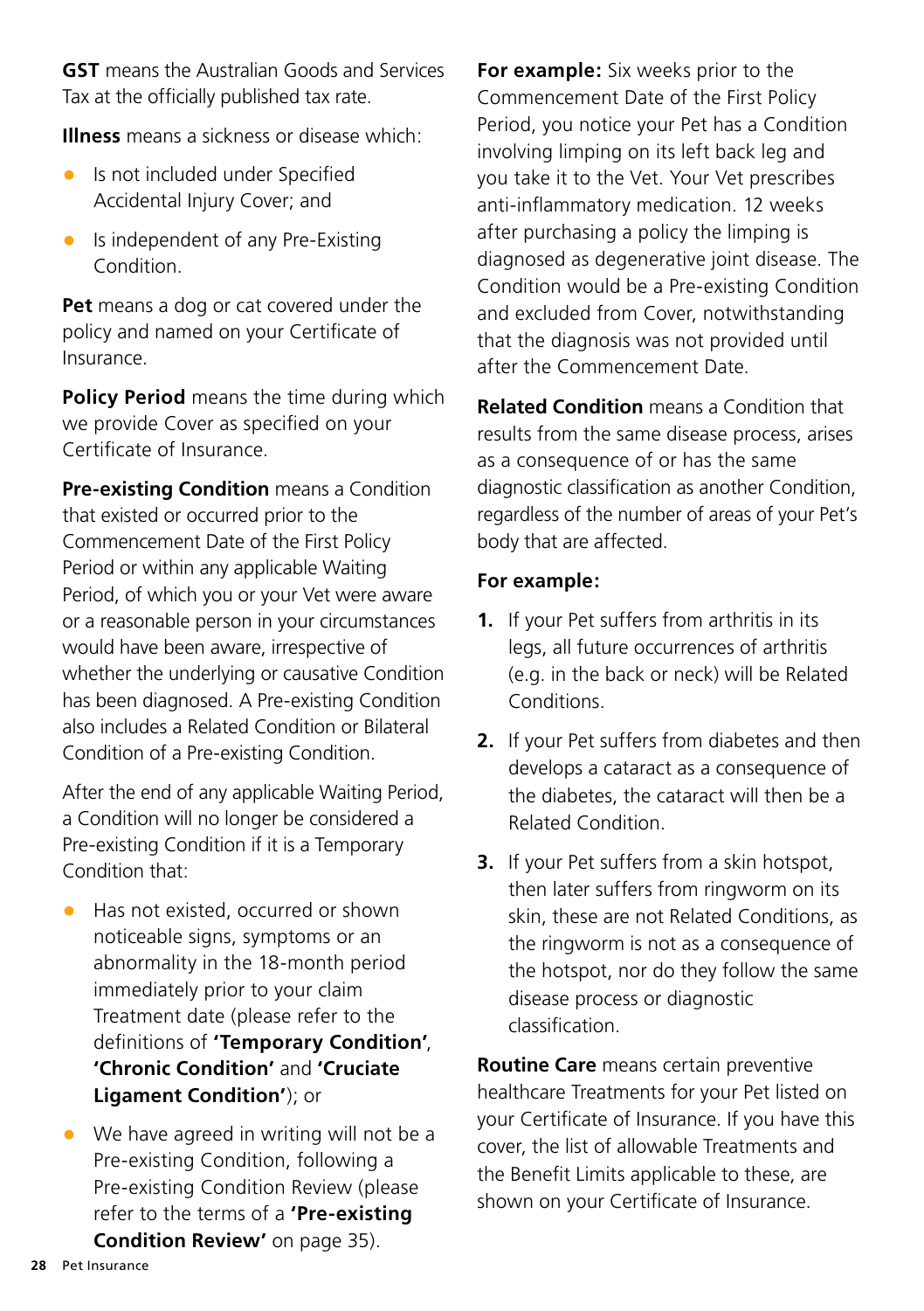**GST** means the Australian Goods and Services Tax at the officially published tax rate.

**Illness** means a sickness or disease which:

- Is not included under Specified Accidental Injury Cover; and
- Is independent of any Pre-Existing Condition.

**Pet** means a dog or cat covered under the policy and named on your Certificate of Insurance.

**Policy Period** means the time during which we provide Cover as specified on your Certificate of Insurance.

**Pre-existing Condition** means a Condition that existed or occurred prior to the Commencement Date of the First Policy Period or within any applicable Waiting Period, of which you or your Vet were aware or a reasonable person in your circumstances would have been aware, irrespective of whether the underlying or causative Condition has been diagnosed. A Pre-existing Condition also includes a Related Condition or Bilateral Condition of a Pre-existing Condition.

After the end of any applicable Waiting Period, a Condition will no longer be considered a Pre-existing Condition if it is a Temporary Condition that:

- Has not existed, occurred or shown noticeable signs, symptoms or an abnormality in the 18-month period immediately prior to your claim Treatment date (please refer to the definitions of **'Temporary Condition'**, **'Chronic Condition'** and **'Cruciate Ligament Condition'**); or
- We have agreed in writing will not be a Pre-existing Condition, following a Pre-existing Condition Review (please refer to the terms of a **'Pre-existing Condition Review'** on page 35).

**For example:** Six weeks prior to the Commencement Date of the First Policy Period, you notice your Pet has a Condition involving limping on its left back leg and you take it to the Vet. Your Vet prescribes anti-inflammatory medication. 12 weeks after purchasing a policy the limping is diagnosed as degenerative joint disease. The Condition would be a Pre-existing Condition and excluded from Cover, notwithstanding that the diagnosis was not provided until after the Commencement Date.

**Related Condition** means a Condition that results from the same disease process, arises as a consequence of or has the same diagnostic classification as another Condition, regardless of the number of areas of your Pet's body that are affected.

**For example:**

1. If your Pet suffers from arthritis in its legs, all future occurrences of arthritis (e.g. in the back or neck) will be Related Conditions.
2. If your Pet suffers from diabetes and then develops a cataract as a consequence of the diabetes, the cataract will then be a Related Condition.
3. If your Pet suffers from a skin hotspot, then later suffers from ringworm on its skin, these are not Related Conditions, as the ringworm is not as a consequence of the hotspot, nor do they follow the same disease process or diagnostic classification.

**Routine Care** means certain preventive healthcare Treatments for your Pet listed on your Certificate of Insurance. If you have this cover, the list of allowable Treatments and the Benefit Limits applicable to these, are shown on your Certificate of Insurance.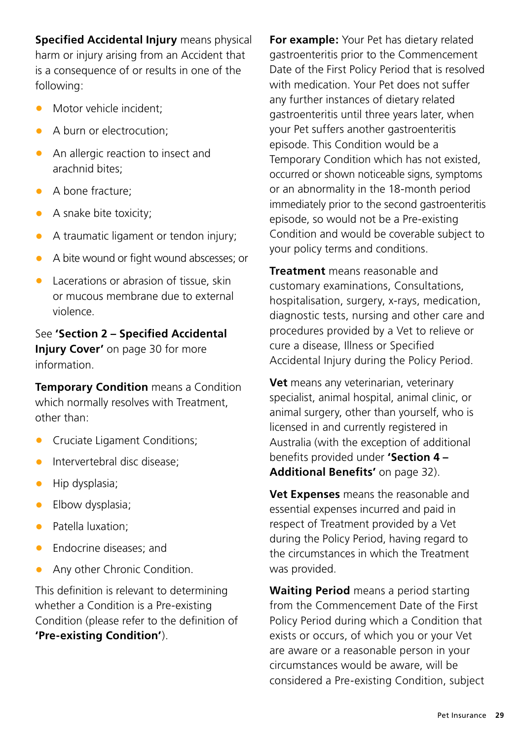**Specified Accidental Injury** means physical harm or injury arising from an Accident that is a consequence of or results in one of the following:

- Motor vehicle incident;
- A burn or electrocution;
- An allergic reaction to insect and arachnid bites;
- A bone fracture;
- A snake bite toxicity;
- A traumatic ligament or tendon injury;
- A bite wound or fight wound abscesses; or
- Lacerations or abrasion of tissue, skin or mucous membrane due to external violence.

See **'Section 2 – Specified Accidental Injury Cover'** on page 30 for more information.

**Temporary Condition** means a Condition which normally resolves with Treatment, other than:

- Cruciate Ligament Conditions;
- Intervertebral disc disease;
- Hip dysplasia;
- Elbow dysplasia;
- Patella luxation;
- Endocrine diseases; and
- Any other Chronic Condition.

This definition is relevant to determining whether a Condition is a Pre-existing Condition (please refer to the definition of **'Pre-existing Condition'**).

**For example:** Your Pet has dietary related gastroenteritis prior to the Commencement Date of the First Policy Period that is resolved with medication. Your Pet does not suffer any further instances of dietary related gastroenteritis until three years later, when your Pet suffers another gastroenteritis episode. This Condition would be a Temporary Condition which has not existed, occurred or shown noticeable signs, symptoms or an abnormality in the 18-month period immediately prior to the second gastroenteritis episode, so would not be a Pre-existing Condition and would be coverable subject to your policy terms and conditions.

**Treatment** means reasonable and customary examinations, Consultations, hospitalisation, surgery, x-rays, medication, diagnostic tests, nursing and other care and procedures provided by a Vet to relieve or cure a disease, Illness or Specified Accidental Injury during the Policy Period.

**Vet** means any veterinarian, veterinary specialist, animal hospital, animal clinic, or animal surgery, other than yourself, who is licensed in and currently registered in Australia (with the exception of additional benefits provided under **'Section 4 – Additional Benefits'** on page 32).

**Vet Expenses** means the reasonable and essential expenses incurred and paid in respect of Treatment provided by a Vet during the Policy Period, having regard to the circumstances in which the Treatment was provided.

**Waiting Period** means a period starting from the Commencement Date of the First Policy Period during which a Condition that exists or occurs, of which you or your Vet are aware or a reasonable person in your circumstances would be aware, will be considered a Pre-existing Condition, subject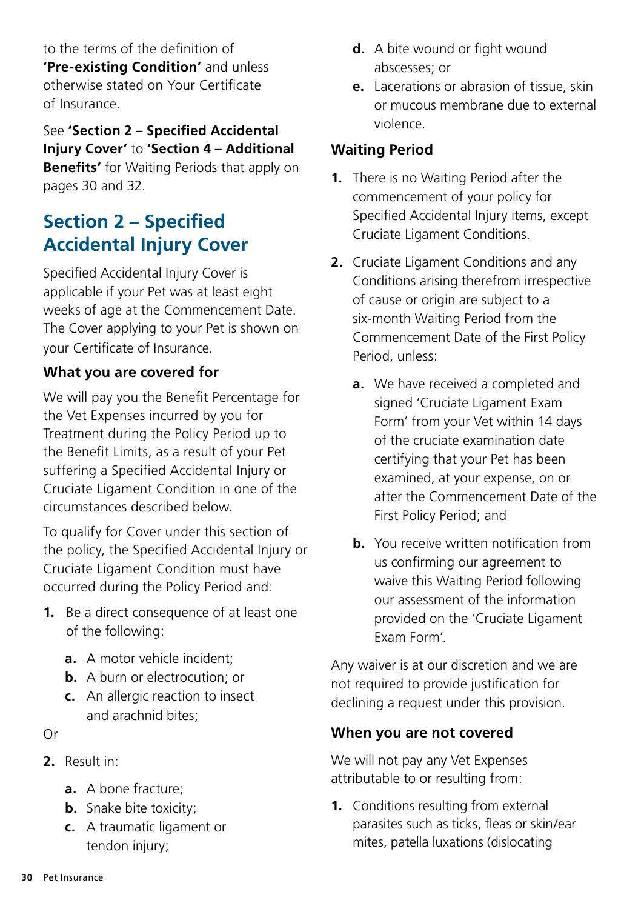to the terms of the definition of **'Pre-existing Condition'** and unless otherwise stated on Your Certificate of Insurance.

See **'Section 2 – Specified Accidental Injury Cover'** to **'Section 4 – Additional Benefits'** for Waiting Periods that apply on pages 30 and 32.

## Section 2 – Specified Accidental Injury Cover

Specified Accidental Injury Cover is applicable if your Pet was at least eight weeks of age at the Commencement Date. The Cover applying to your Pet is shown on your Certificate of Insurance.

### What you are covered for

We will pay you the Benefit Percentage for the Vet Expenses incurred by you for Treatment during the Policy Period up to the Benefit Limits, as a result of your Pet suffering a Specified Accidental Injury or Cruciate Ligament Condition in one of the circumstances described below.

To qualify for Cover under this section of the policy, the Specified Accidental Injury or Cruciate Ligament Condition must have occurred during the Policy Period and:

1. Be a direct consequence of at least one of the following:
   - **a.** A motor vehicle incident;
   - **b.** A burn or electrocution; or
   - **c.** An allergic reaction to insect and arachnid bites;

Or

2. Result in:
   - **a.** A bone fracture;
   - **b.** Snake bite toxicity;
   - **c.** A traumatic ligament or tendon injury;
   - **d.** A bite wound or fight wound abscesses; or
   - **e.** Lacerations or abrasion of tissue, skin or mucous membrane due to external violence.

### Waiting Period

1. There is no Waiting Period after the commencement of your policy for Specified Accidental Injury items, except Cruciate Ligament Conditions.
2. Cruciate Ligament Conditions and any Conditions arising therefrom irrespective of cause or origin are subject to a six-month Waiting Period from the Commencement Date of the First Policy Period, unless:
   - **a.** We have received a completed and signed 'Cruciate Ligament Exam Form' from your Vet within 14 days of the cruciate examination date certifying that your Pet has been examined, at your expense, on or after the Commencement Date of the First Policy Period; and
   - **b.** You receive written notification from us confirming our agreement to waive this Waiting Period following our assessment of the information provided on the 'Cruciate Ligament Exam Form'.

Any waiver is at our discretion and we are not required to provide justification for declining a request under this provision.

### When you are not covered

We will not pay any Vet Expenses attributable to or resulting from:

1. Conditions resulting from external parasites such as ticks, fleas or skin/ear mites, patella luxations (dislocating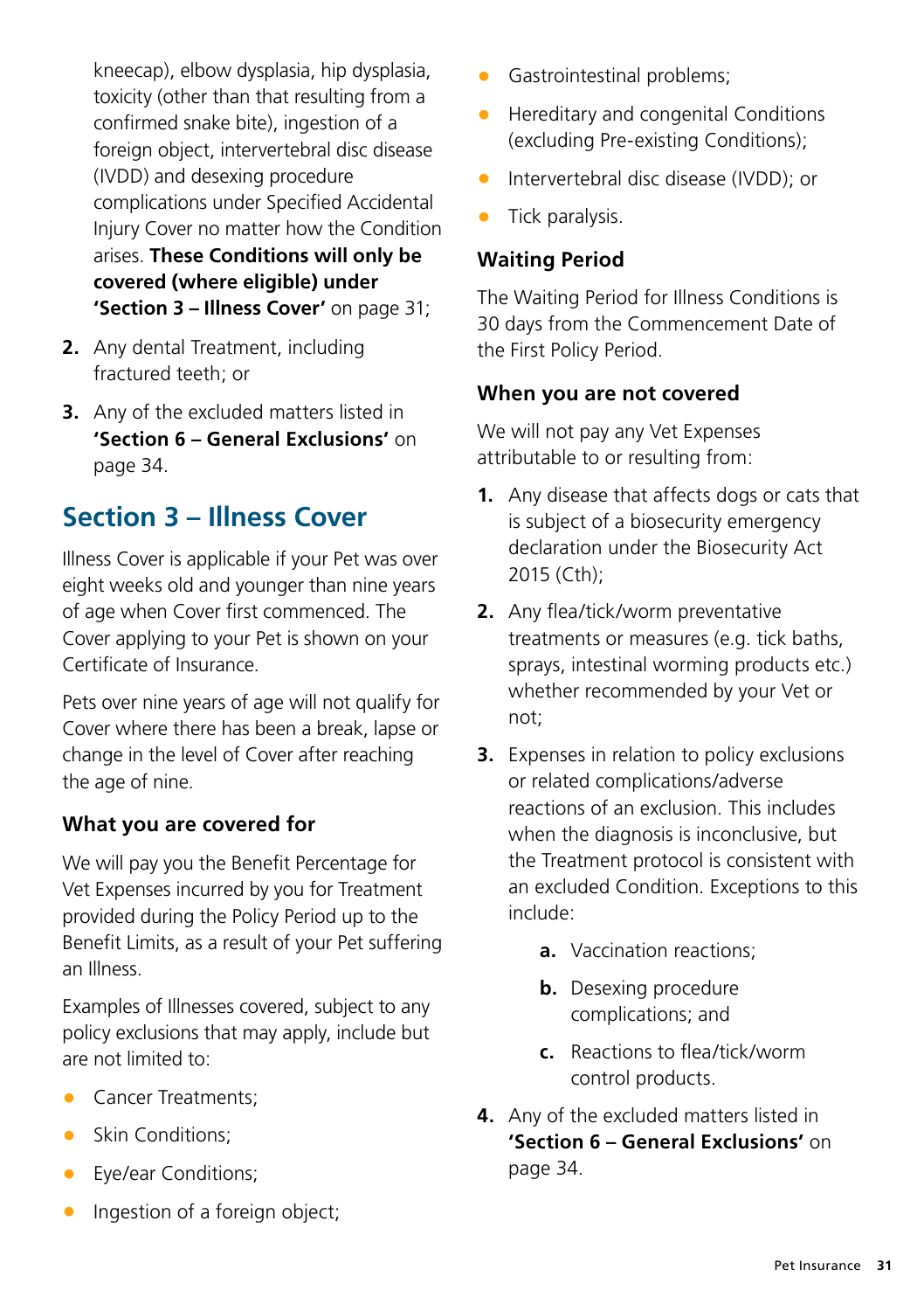kneecap), elbow dysplasia, hip dysplasia, toxicity (other than that resulting from a confirmed snake bite), ingestion of a foreign object, intervertebral disc disease (IVDD) and desexing procedure complications under Specified Accidental Injury Cover no matter how the Condition arises. **These Conditions will only be covered (where eligible) under 'Section 3 – Illness Cover'** on page 31;

2. Any dental Treatment, including fractured teeth; or
3. Any of the excluded matters listed in **'Section 6 – General Exclusions'** on page 34.

## Section 3 – Illness Cover

Illness Cover is applicable if your Pet was over eight weeks old and younger than nine years of age when Cover first commenced. The Cover applying to your Pet is shown on your Certificate of Insurance.

Pets over nine years of age will not qualify for Cover where there has been a break, lapse or change in the level of Cover after reaching the age of nine.

### What you are covered for

We will pay you the Benefit Percentage for Vet Expenses incurred by you for Treatment provided during the Policy Period up to the Benefit Limits, as a result of your Pet suffering an Illness.

Examples of Illnesses covered, subject to any policy exclusions that may apply, include but are not limited to:

- Cancer Treatments;
- Skin Conditions;
- Eye/ear Conditions;
- Ingestion of a foreign object;
- Gastrointestinal problems;
- Hereditary and congenital Conditions (excluding Pre-existing Conditions);
- Intervertebral disc disease (IVDD); or
- Tick paralysis.

### Waiting Period

The Waiting Period for Illness Conditions is 30 days from the Commencement Date of the First Policy Period.

### When you are not covered

We will not pay any Vet Expenses attributable to or resulting from:

1. Any disease that affects dogs or cats that is subject of a biosecurity emergency declaration under the Biosecurity Act 2015 (Cth);
2. Any flea/tick/worm preventative treatments or measures (e.g. tick baths, sprays, intestinal worming products etc.) whether recommended by your Vet or not;
3. Expenses in relation to policy exclusions or related complications/adverse reactions of an exclusion. This includes when the diagnosis is inconclusive, but the Treatment protocol is consistent with an excluded Condition. Exceptions to this include:
   a. Vaccination reactions;
   b. Desexing procedure complications; and
   c. Reactions to flea/tick/worm control products.
4. Any of the excluded matters listed in **'Section 6 – General Exclusions'** on page 34.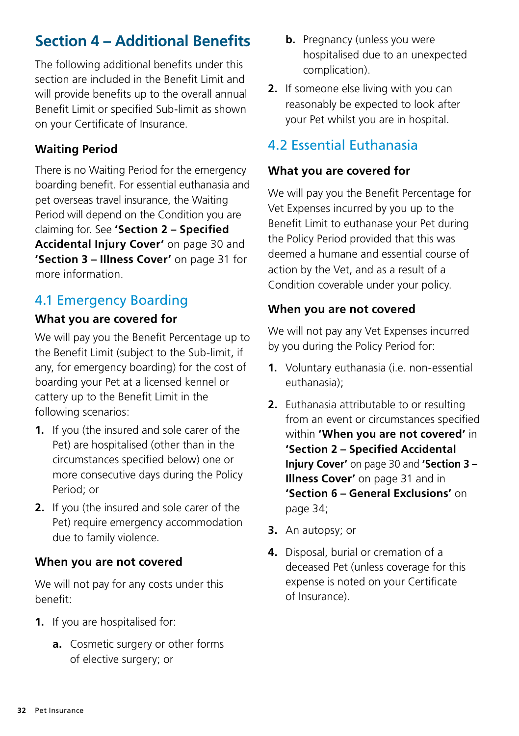# Section 4 – Additional Benefits

The following additional benefits under this section are included in the Benefit Limit and will provide benefits up to the overall annual Benefit Limit or specified Sub-limit as shown on your Certificate of Insurance.

### Waiting Period

There is no Waiting Period for the emergency boarding benefit. For essential euthanasia and pet overseas travel insurance, the Waiting Period will depend on the Condition you are claiming for. See **'Section 2 – Specified Accidental Injury Cover'** on page 30 and **'Section 3 – Illness Cover'** on page 31 for more information.

## 4.1 Emergency Boarding

### What you are covered for

We will pay you the Benefit Percentage up to the Benefit Limit (subject to the Sub-limit, if any, for emergency boarding) for the cost of boarding your Pet at a licensed kennel or cattery up to the Benefit Limit in the following scenarios:

1. If you (the insured and sole carer of the Pet) are hospitalised (other than in the circumstances specified below) one or more consecutive days during the Policy Period; or
2. If you (the insured and sole carer of the Pet) require emergency accommodation due to family violence.

### When you are not covered

We will not pay for any costs under this benefit:

1. If you are hospitalised for:
   a. Cosmetic surgery or other forms of elective surgery; or
   b. Pregnancy (unless you were hospitalised due to an unexpected complication).
2. If someone else living with you can reasonably be expected to look after your Pet whilst you are in hospital.

## 4.2 Essential Euthanasia

### What you are covered for

We will pay you the Benefit Percentage for Vet Expenses incurred by you up to the Benefit Limit to euthanase your Pet during the Policy Period provided that this was deemed a humane and essential course of action by the Vet, and as a result of a Condition coverable under your policy.

### When you are not covered

We will not pay any Vet Expenses incurred by you during the Policy Period for:

1. Voluntary euthanasia (i.e. non-essential euthanasia);
2. Euthanasia attributable to or resulting from an event or circumstances specified within **'When you are not covered'** in **'Section 2 – Specified Accidental Injury Cover'** on page 30 and **'Section 3 – Illness Cover'** on page 31 and in **'Section 6 – General Exclusions'** on page 34;
3. An autopsy; or
4. Disposal, burial or cremation of a deceased Pet (unless coverage for this expense is noted on your Certificate of Insurance).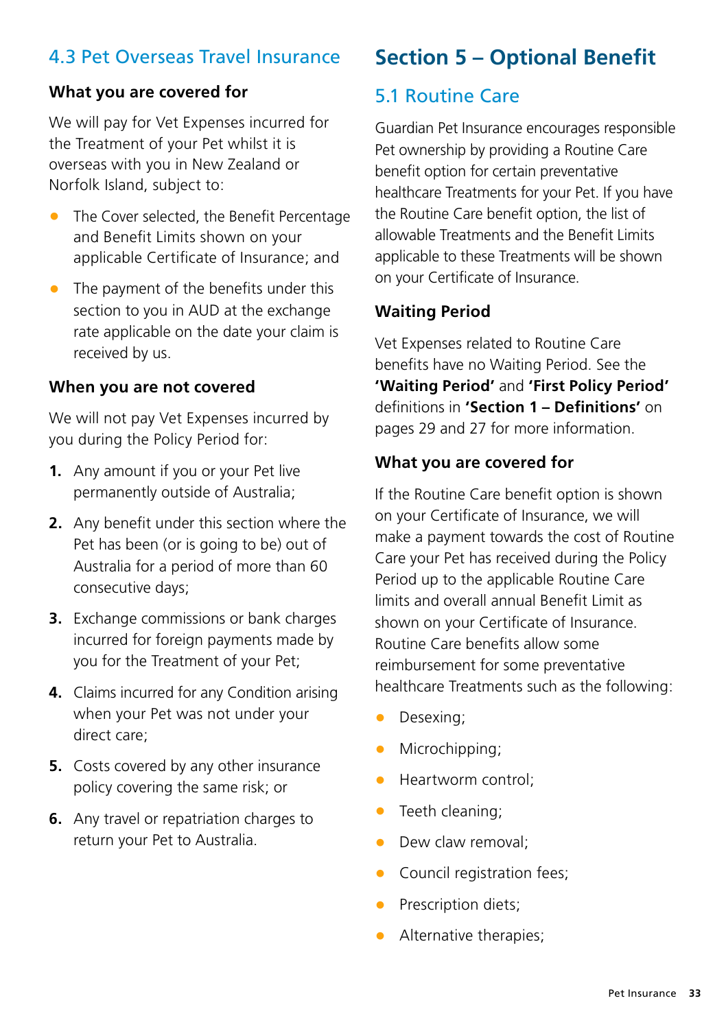## 4.3 Pet Overseas Travel Insurance

### What you are covered for

We will pay for Vet Expenses incurred for the Treatment of your Pet whilst it is overseas with you in New Zealand or Norfolk Island, subject to:

- The Cover selected, the Benefit Percentage and Benefit Limits shown on your applicable Certificate of Insurance; and
- The payment of the benefits under this section to you in AUD at the exchange rate applicable on the date your claim is received by us.

### When you are not covered

We will not pay Vet Expenses incurred by you during the Policy Period for:

1. Any amount if you or your Pet live permanently outside of Australia;
2. Any benefit under this section where the Pet has been (or is going to be) out of Australia for a period of more than 60 consecutive days;
3. Exchange commissions or bank charges incurred for foreign payments made by you for the Treatment of your Pet;
4. Claims incurred for any Condition arising when your Pet was not under your direct care;
5. Costs covered by any other insurance policy covering the same risk; or
6. Any travel or repatriation charges to return your Pet to Australia.

# Section 5 – Optional Benefit

## 5.1 Routine Care

Guardian Pet Insurance encourages responsible Pet ownership by providing a Routine Care benefit option for certain preventative healthcare Treatments for your Pet. If you have the Routine Care benefit option, the list of allowable Treatments and the Benefit Limits applicable to these Treatments will be shown on your Certificate of Insurance.

### Waiting Period

Vet Expenses related to Routine Care benefits have no Waiting Period. See the **'Waiting Period'** and **'First Policy Period'** definitions in **'Section 1 – Definitions'** on pages 29 and 27 for more information.

### What you are covered for

If the Routine Care benefit option is shown on your Certificate of Insurance, we will make a payment towards the cost of Routine Care your Pet has received during the Policy Period up to the applicable Routine Care limits and overall annual Benefit Limit as shown on your Certificate of Insurance. Routine Care benefits allow some reimbursement for some preventative healthcare Treatments such as the following:

- Desexing;
- Microchipping;
- Heartworm control;
- Teeth cleaning;
- Dew claw removal;
- Council registration fees;
- Prescription diets;
- Alternative therapies;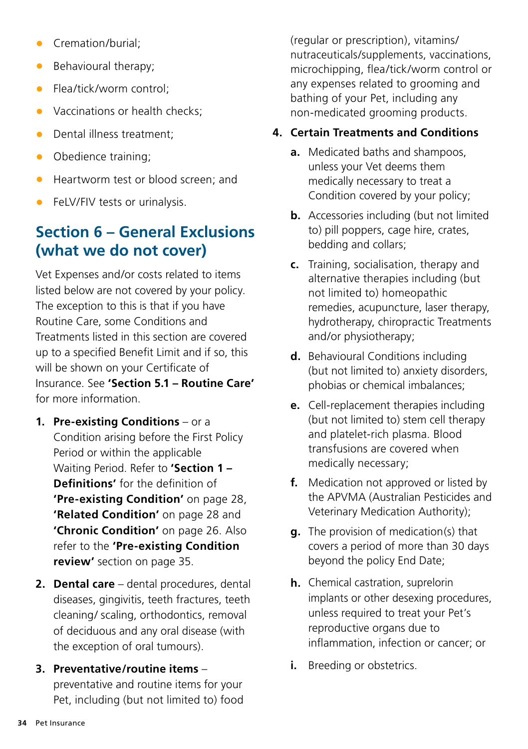- Cremation/burial;
- Behavioural therapy;
- Flea/tick/worm control;
- Vaccinations or health checks;
- Dental illness treatment;
- Obedience training;
- Heartworm test or blood screen; and
- FeLV/FIV tests or urinalysis.

## Section 6 – General Exclusions (what we do not cover)

Vet Expenses and/or costs related to items listed below are not covered by your policy. The exception to this is that if you have Routine Care, some Conditions and Treatments listed in this section are covered up to a specified Benefit Limit and if so, this will be shown on your Certificate of Insurance. See **'Section 5.1 – Routine Care'** for more information.

1. **Pre-existing Conditions** – or a Condition arising before the First Policy Period or within the applicable Waiting Period. Refer to **'Section 1 – Definitions'** for the definition of **'Pre-existing Condition'** on page 28, **'Related Condition'** on page 28 and **'Chronic Condition'** on page 26. Also refer to the **'Pre-existing Condition review'** section on page 35.
2. **Dental care** – dental procedures, dental diseases, gingivitis, teeth fractures, teeth cleaning/ scaling, orthodontics, removal of deciduous and any oral disease (with the exception of oral tumours).
3. **Preventative/routine items** – preventative and routine items for your Pet, including (but not limited to) food (regular or prescription), vitamins/ nutraceuticals/supplements, vaccinations, microchipping, flea/tick/worm control or any expenses related to grooming and bathing of your Pet, including any non-medicated grooming products.
4. **Certain Treatments and Conditions**
   - **a.** Medicated baths and shampoos, unless your Vet deems them medically necessary to treat a Condition covered by your policy;
   - **b.** Accessories including (but not limited to) pill poppers, cage hire, crates, bedding and collars;
   - **c.** Training, socialisation, therapy and alternative therapies including (but not limited to) homeopathic remedies, acupuncture, laser therapy, hydrotherapy, chiropractic Treatments and/or physiotherapy;
   - **d.** Behavioural Conditions including (but not limited to) anxiety disorders, phobias or chemical imbalances;
   - **e.** Cell-replacement therapies including (but not limited to) stem cell therapy and platelet-rich plasma. Blood transfusions are covered when medically necessary;
   - **f.** Medication not approved or listed by the APVMA (Australian Pesticides and Veterinary Medication Authority);
   - **g.** The provision of medication(s) that covers a period of more than 30 days beyond the policy End Date;
   - **h.** Chemical castration, suprelorin implants or other desexing procedures, unless required to treat your Pet's reproductive organs due to inflammation, infection or cancer; or
   - **i.** Breeding or obstetrics.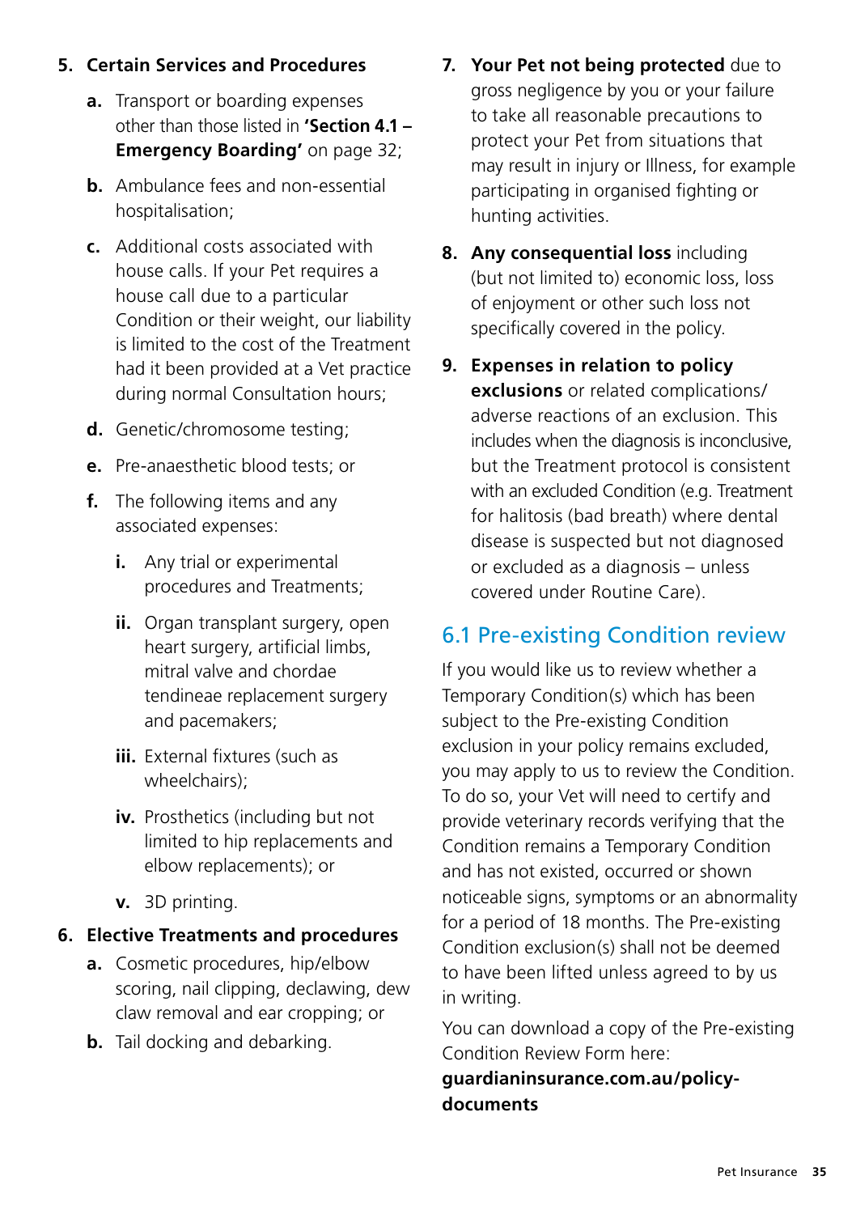5. **Certain Services and Procedures**

   a. Transport or boarding expenses other than those listed in **'Section 4.1 – Emergency Boarding'** on page 32;

   b. Ambulance fees and non-essential hospitalisation;

   c. Additional costs associated with house calls. If your Pet requires a house call due to a particular Condition or their weight, our liability is limited to the cost of the Treatment had it been provided at a Vet practice during normal Consultation hours;

   d. Genetic/chromosome testing;

   e. Pre-anaesthetic blood tests; or

   f. The following items and any associated expenses:

      i. Any trial or experimental procedures and Treatments;

      ii. Organ transplant surgery, open heart surgery, artificial limbs, mitral valve and chordae tendineae replacement surgery and pacemakers;

      iii. External fixtures (such as wheelchairs);

      iv. Prosthetics (including but not limited to hip replacements and elbow replacements); or

      v. 3D printing.

6. **Elective Treatments and procedures**

   a. Cosmetic procedures, hip/elbow scoring, nail clipping, declawing, dew claw removal and ear cropping; or

   b. Tail docking and debarking.

7. **Your Pet not being protected** due to gross negligence by you or your failure to take all reasonable precautions to protect your Pet from situations that may result in injury or Illness, for example participating in organised fighting or hunting activities.

8. **Any consequential loss** including (but not limited to) economic loss, loss of enjoyment or other such loss not specifically covered in the policy.

9. **Expenses in relation to policy exclusions** or related complications/ adverse reactions of an exclusion. This includes when the diagnosis is inconclusive, but the Treatment protocol is consistent with an excluded Condition (e.g. Treatment for halitosis (bad breath) where dental disease is suspected but not diagnosed or excluded as a diagnosis – unless covered under Routine Care).

## 6.1 Pre-existing Condition review

If you would like us to review whether a Temporary Condition(s) which has been subject to the Pre-existing Condition exclusion in your policy remains excluded, you may apply to us to review the Condition. To do so, your Vet will need to certify and provide veterinary records verifying that the Condition remains a Temporary Condition and has not existed, occurred or shown noticeable signs, symptoms or an abnormality for a period of 18 months. The Pre-existing Condition exclusion(s) shall not be deemed to have been lifted unless agreed to by us in writing.

You can download a copy of the Pre-existing Condition Review Form here: **guardianinsurance.com.au/policy-documents**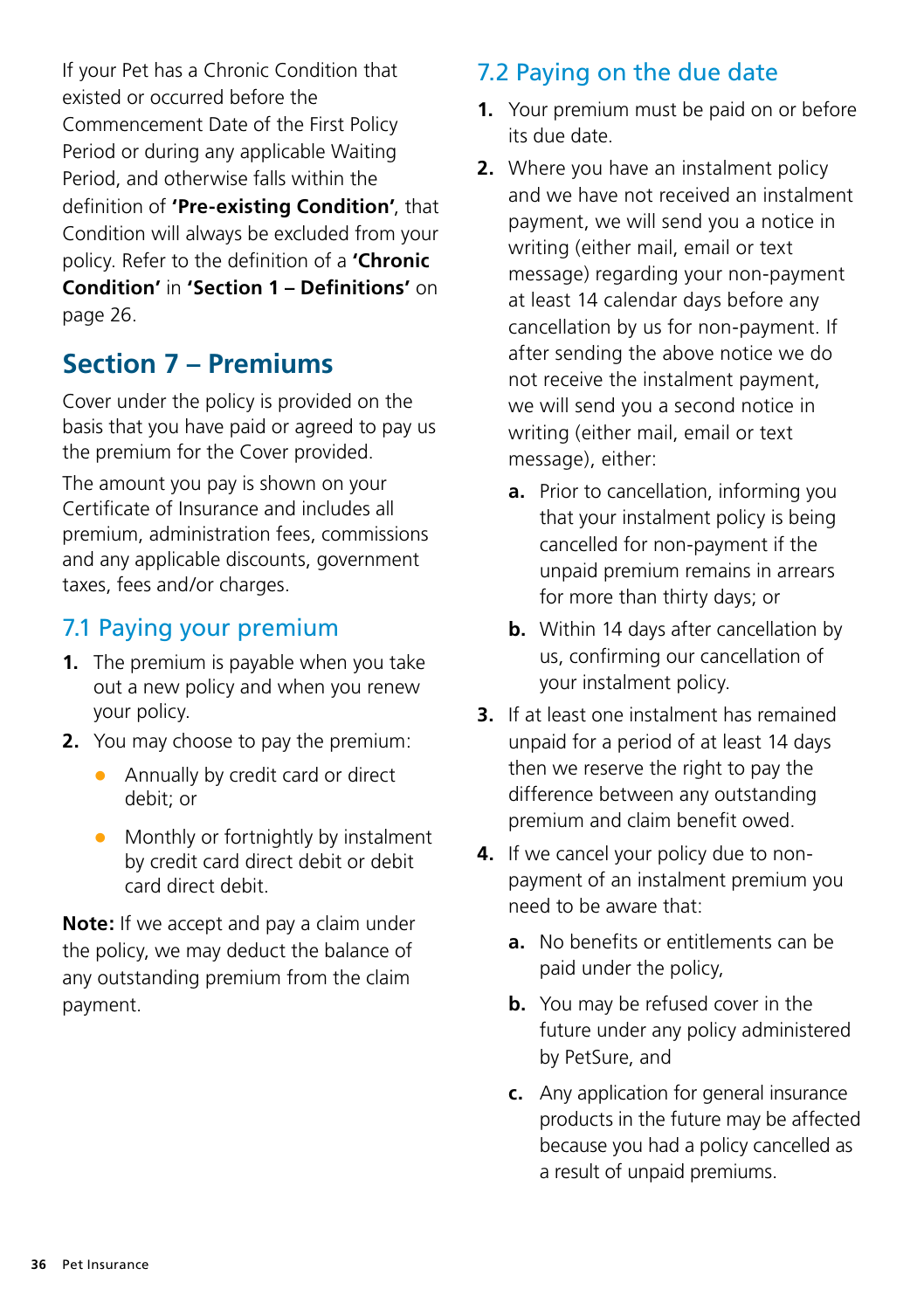If your Pet has a Chronic Condition that existed or occurred before the Commencement Date of the First Policy Period or during any applicable Waiting Period, and otherwise falls within the definition of **'Pre-existing Condition'**, that Condition will always be excluded from your policy. Refer to the definition of a **'Chronic Condition'** in **'Section 1 – Definitions'** on page 26.

# Section 7 – Premiums

Cover under the policy is provided on the basis that you have paid or agreed to pay us the premium for the Cover provided.

The amount you pay is shown on your Certificate of Insurance and includes all premium, administration fees, commissions and any applicable discounts, government taxes, fees and/or charges.

## 7.1 Paying your premium

1. The premium is payable when you take out a new policy and when you renew your policy.
2. You may choose to pay the premium:
    - Annually by credit card or direct debit; or
    - Monthly or fortnightly by instalment by credit card direct debit or debit card direct debit.

**Note:** If we accept and pay a claim under the policy, we may deduct the balance of any outstanding premium from the claim payment.

## 7.2 Paying on the due date

1. Your premium must be paid on or before its due date.
2. Where you have an instalment policy and we have not received an instalment payment, we will send you a notice in writing (either mail, email or text message) regarding your non-payment at least 14 calendar days before any cancellation by us for non-payment. If after sending the above notice we do not receive the instalment payment, we will send you a second notice in writing (either mail, email or text message), either:
    a. Prior to cancellation, informing you that your instalment policy is being cancelled for non-payment if the unpaid premium remains in arrears for more than thirty days; or
    b. Within 14 days after cancellation by us, confirming our cancellation of your instalment policy.
3. If at least one instalment has remained unpaid for a period of at least 14 days then we reserve the right to pay the difference between any outstanding premium and claim benefit owed.
4. If we cancel your policy due to non-payment of an instalment premium you need to be aware that:
    a. No benefits or entitlements can be paid under the policy,
    b. You may be refused cover in the future under any policy administered by PetSure, and
    c. Any application for general insurance products in the future may be affected because you had a policy cancelled as a result of unpaid premiums.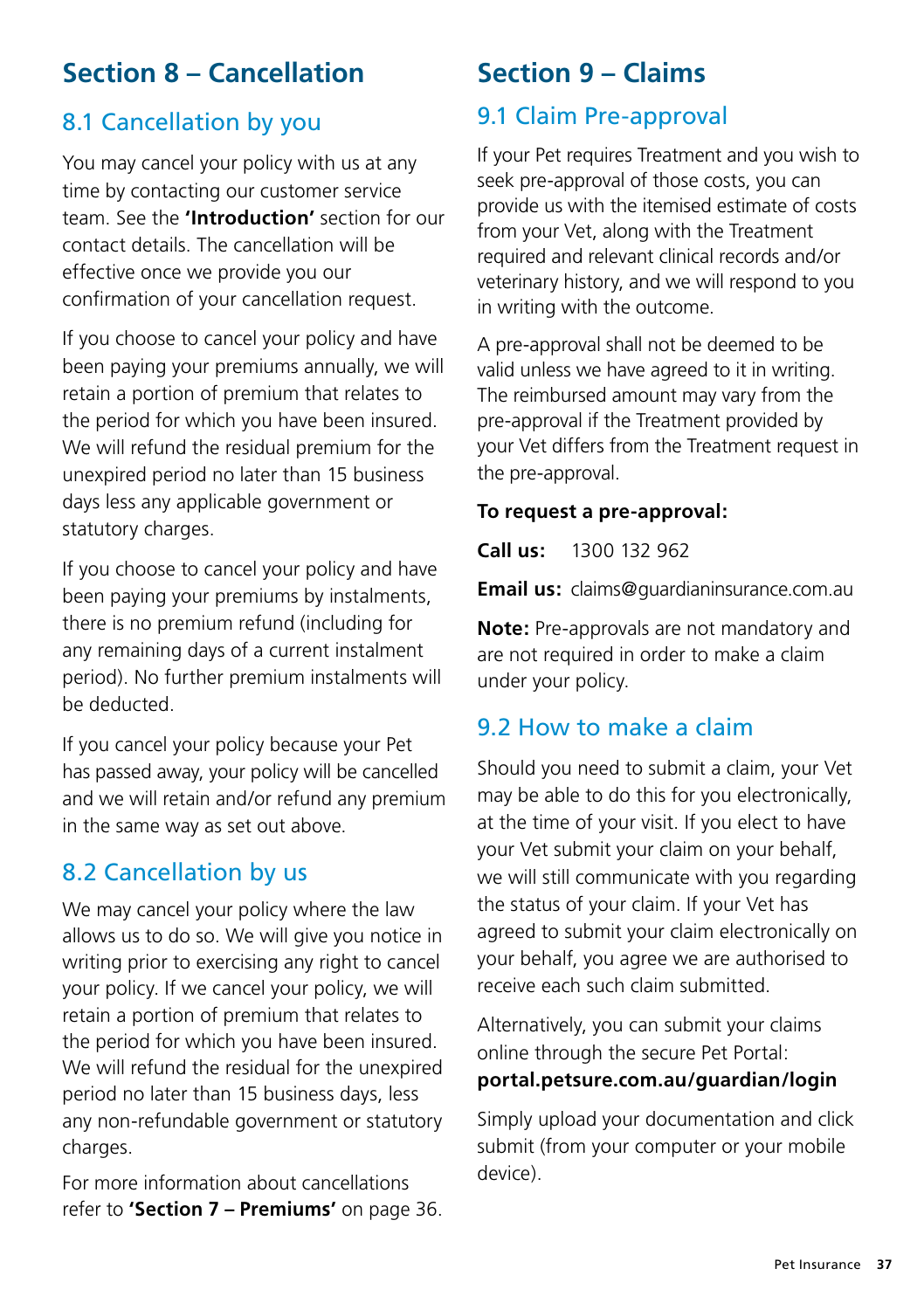# Section 8 – Cancellation

## 8.1 Cancellation by you

You may cancel your policy with us at any time by contacting our customer service team. See the **'Introduction'** section for our contact details. The cancellation will be effective once we provide you our confirmation of your cancellation request.

If you choose to cancel your policy and have been paying your premiums annually, we will retain a portion of premium that relates to the period for which you have been insured. We will refund the residual premium for the unexpired period no later than 15 business days less any applicable government or statutory charges.

If you choose to cancel your policy and have been paying your premiums by instalments, there is no premium refund (including for any remaining days of a current instalment period). No further premium instalments will be deducted.

If you cancel your policy because your Pet has passed away, your policy will be cancelled and we will retain and/or refund any premium in the same way as set out above.

## 8.2 Cancellation by us

We may cancel your policy where the law allows us to do so. We will give you notice in writing prior to exercising any right to cancel your policy. If we cancel your policy, we will retain a portion of premium that relates to the period for which you have been insured. We will refund the residual for the unexpired period no later than 15 business days, less any non-refundable government or statutory charges.

For more information about cancellations refer to **'Section 7 – Premiums'** on page 36.

# Section 9 – Claims

## 9.1 Claim Pre-approval

If your Pet requires Treatment and you wish to seek pre-approval of those costs, you can provide us with the itemised estimate of costs from your Vet, along with the Treatment required and relevant clinical records and/or veterinary history, and we will respond to you in writing with the outcome.

A pre-approval shall not be deemed to be valid unless we have agreed to it in writing. The reimbursed amount may vary from the pre-approval if the Treatment provided by your Vet differs from the Treatment request in the pre-approval.

**To request a pre-approval:**

**Call us:** 1300 132 962

**Email us:** claims@guardianinsurance.com.au

**Note:** Pre-approvals are not mandatory and are not required in order to make a claim under your policy.

## 9.2 How to make a claim

Should you need to submit a claim, your Vet may be able to do this for you electronically, at the time of your visit. If you elect to have your Vet submit your claim on your behalf, we will still communicate with you regarding the status of your claim. If your Vet has agreed to submit your claim electronically on your behalf, you agree we are authorised to receive each such claim submitted.

Alternatively, you can submit your claims online through the secure Pet Portal:
**portal.petsure.com.au/guardian/login**

Simply upload your documentation and click submit (from your computer or your mobile device).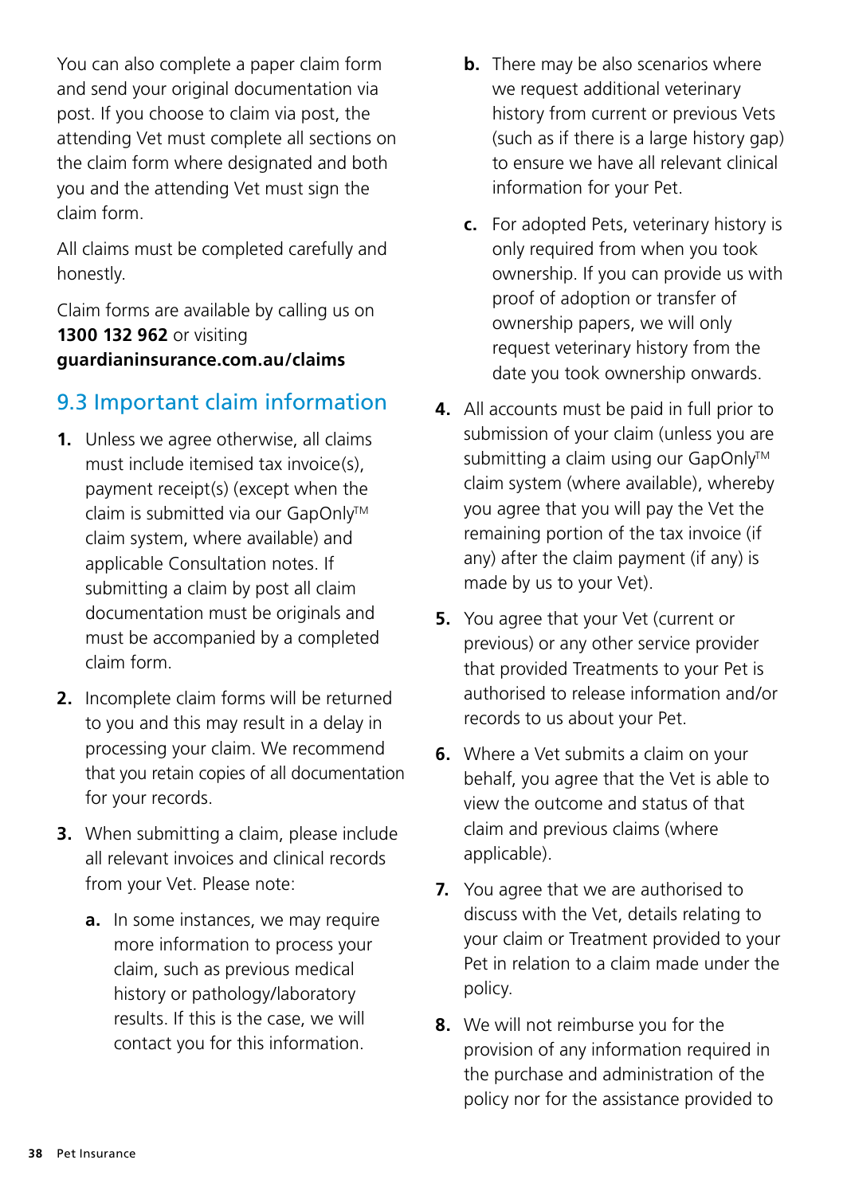You can also complete a paper claim form and send your original documentation via post. If you choose to claim via post, the attending Vet must complete all sections on the claim form where designated and both you and the attending Vet must sign the claim form.

All claims must be completed carefully and honestly.

Claim forms are available by calling us on **1300 132 962** or visiting **guardianinsurance.com.au/claims**

## 9.3 Important claim information

1. Unless we agree otherwise, all claims must include itemised tax invoice(s), payment receipt(s) (except when the claim is submitted via our GapOnly™ claim system, where available) and applicable Consultation notes. If submitting a claim by post all claim documentation must be originals and must be accompanied by a completed claim form.
2. Incomplete claim forms will be returned to you and this may result in a delay in processing your claim. We recommend that you retain copies of all documentation for your records.
3. When submitting a claim, please include all relevant invoices and clinical records from your Vet. Please note:
   - **a.** In some instances, we may require more information to process your claim, such as previous medical history or pathology/laboratory results. If this is the case, we will contact you for this information.
   - **b.** There may be also scenarios where we request additional veterinary history from current or previous Vets (such as if there is a large history gap) to ensure we have all relevant clinical information for your Pet.
   - **c.** For adopted Pets, veterinary history is only required from when you took ownership. If you can provide us with proof of adoption or transfer of ownership papers, we will only request veterinary history from the date you took ownership onwards.
4. All accounts must be paid in full prior to submission of your claim (unless you are submitting a claim using our GapOnly™ claim system (where available), whereby you agree that you will pay the Vet the remaining portion of the tax invoice (if any) after the claim payment (if any) is made by us to your Vet).
5. You agree that your Vet (current or previous) or any other service provider that provided Treatments to your Pet is authorised to release information and/or records to us about your Pet.
6. Where a Vet submits a claim on your behalf, you agree that the Vet is able to view the outcome and status of that claim and previous claims (where applicable).
7. You agree that we are authorised to discuss with the Vet, details relating to your claim or Treatment provided to your Pet in relation to a claim made under the policy.
8. We will not reimburse you for the provision of any information required in the purchase and administration of the policy nor for the assistance provided to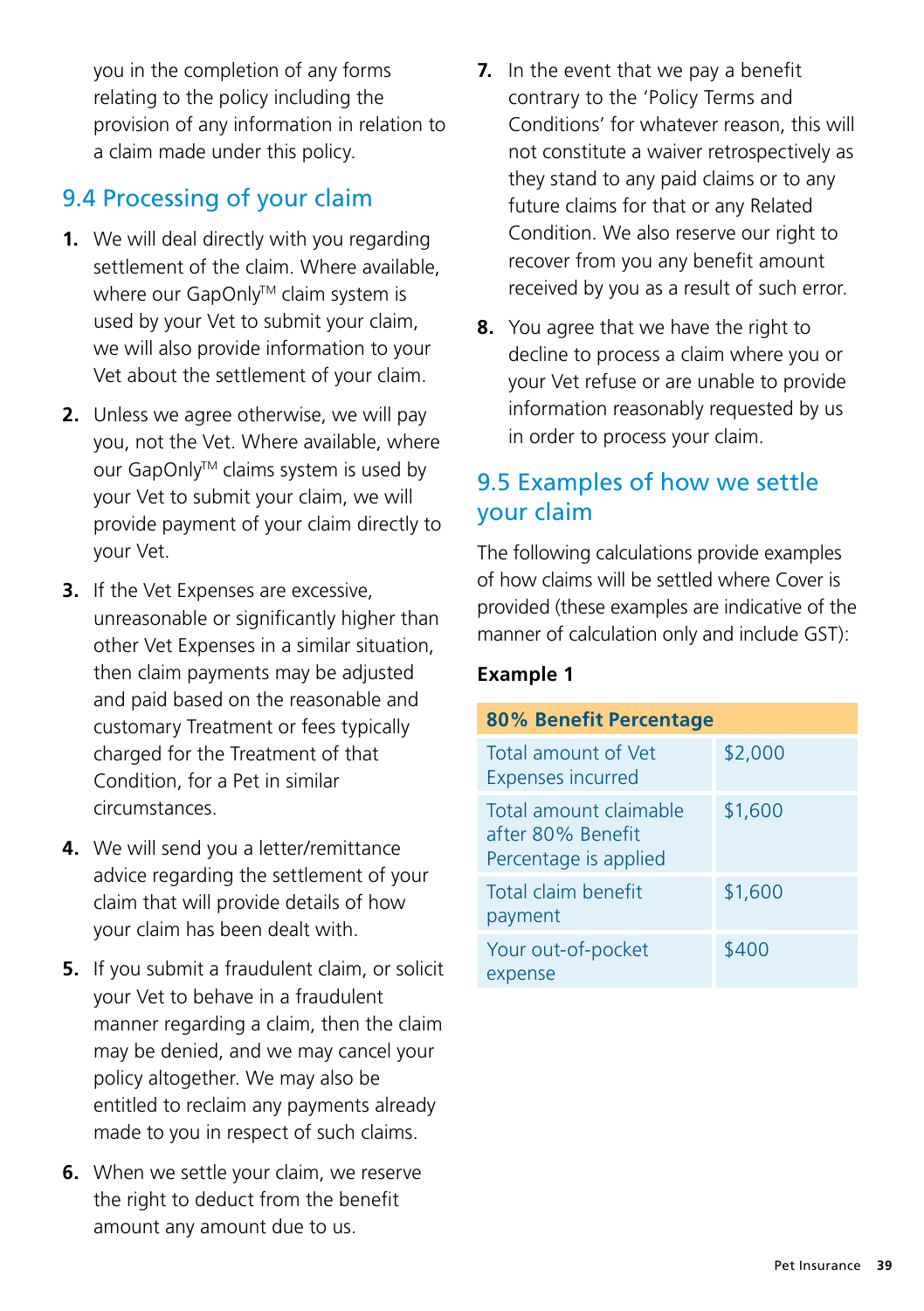you in the completion of any forms relating to the policy including the provision of any information in relation to a claim made under this policy.

## 9.4 Processing of your claim

1. We will deal directly with you regarding settlement of the claim. Where available, where our GapOnly™ claim system is used by your Vet to submit your claim, we will also provide information to your Vet about the settlement of your claim.
2. Unless we agree otherwise, we will pay you, not the Vet. Where available, where our GapOnly™ claims system is used by your Vet to submit your claim, we will provide payment of your claim directly to your Vet.
3. If the Vet Expenses are excessive, unreasonable or significantly higher than other Vet Expenses in a similar situation, then claim payments may be adjusted and paid based on the reasonable and customary Treatment or fees typically charged for the Treatment of that Condition, for a Pet in similar circumstances.
4. We will send you a letter/remittance advice regarding the settlement of your claim that will provide details of how your claim has been dealt with.
5. If you submit a fraudulent claim, or solicit your Vet to behave in a fraudulent manner regarding a claim, then the claim may be denied, and we may cancel your policy altogether. We may also be entitled to reclaim any payments already made to you in respect of such claims.
6. When we settle your claim, we reserve the right to deduct from the benefit amount any amount due to us.
7. In the event that we pay a benefit contrary to the 'Policy Terms and Conditions' for whatever reason, this will not constitute a waiver retrospectively as they stand to any paid claims or to any future claims for that or any Related Condition. We also reserve our right to recover from you any benefit amount received by you as a result of such error.
8. You agree that we have the right to decline to process a claim where you or your Vet refuse or are unable to provide information reasonably requested by us in order to process your claim.

## 9.5 Examples of how we settle your claim

The following calculations provide examples of how claims will be settled where Cover is provided (these examples are indicative of the manner of calculation only and include GST):

**Example 1**

| 80% Benefit Percentage | |
|---|---|
| Total amount of Vet Expenses incurred | $2,000 |
| Total amount claimable after 80% Benefit Percentage is applied | $1,600 |
| Total claim benefit payment | $1,600 |
| Your out-of-pocket expense | $400 |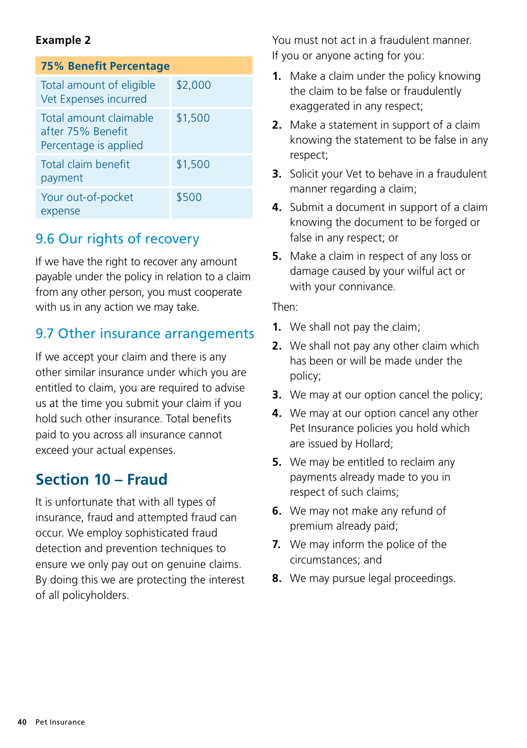**Example 2**

| 75% Benefit Percentage | |
|---|---|
| Total amount of eligible Vet Expenses incurred | $2,000 |
| Total amount claimable after 75% Benefit Percentage is applied | $1,500 |
| Total claim benefit payment | $1,500 |
| Your out-of-pocket expense | $500 |

## 9.6 Our rights of recovery

If we have the right to recover any amount payable under the policy in relation to a claim from any other person, you must cooperate with us in any action we may take.

## 9.7 Other insurance arrangements

If we accept your claim and there is any other similar insurance under which you are entitled to claim, you are required to advise us at the time you submit your claim if you hold such other insurance. Total benefits paid to you across all insurance cannot exceed your actual expenses.

# Section 10 – Fraud

It is unfortunate that with all types of insurance, fraud and attempted fraud can occur. We employ sophisticated fraud detection and prevention techniques to ensure we only pay out on genuine claims. By doing this we are protecting the interest of all policyholders.

You must not act in a fraudulent manner. If you or anyone acting for you:

1. Make a claim under the policy knowing the claim to be false or fraudulently exaggerated in any respect;
2. Make a statement in support of a claim knowing the statement to be false in any respect;
3. Solicit your Vet to behave in a fraudulent manner regarding a claim;
4. Submit a document in support of a claim knowing the document to be forged or false in any respect; or
5. Make a claim in respect of any loss or damage caused by your wilful act or with your connivance.

Then:

1. We shall not pay the claim;
2. We shall not pay any other claim which has been or will be made under the policy;
3. We may at our option cancel the policy;
4. We may at our option cancel any other Pet Insurance policies you hold which are issued by Hollard;
5. We may be entitled to reclaim any payments already made to you in respect of such claims;
6. We may not make any refund of premium already paid;
7. We may inform the police of the circumstances; and
8. We may pursue legal proceedings.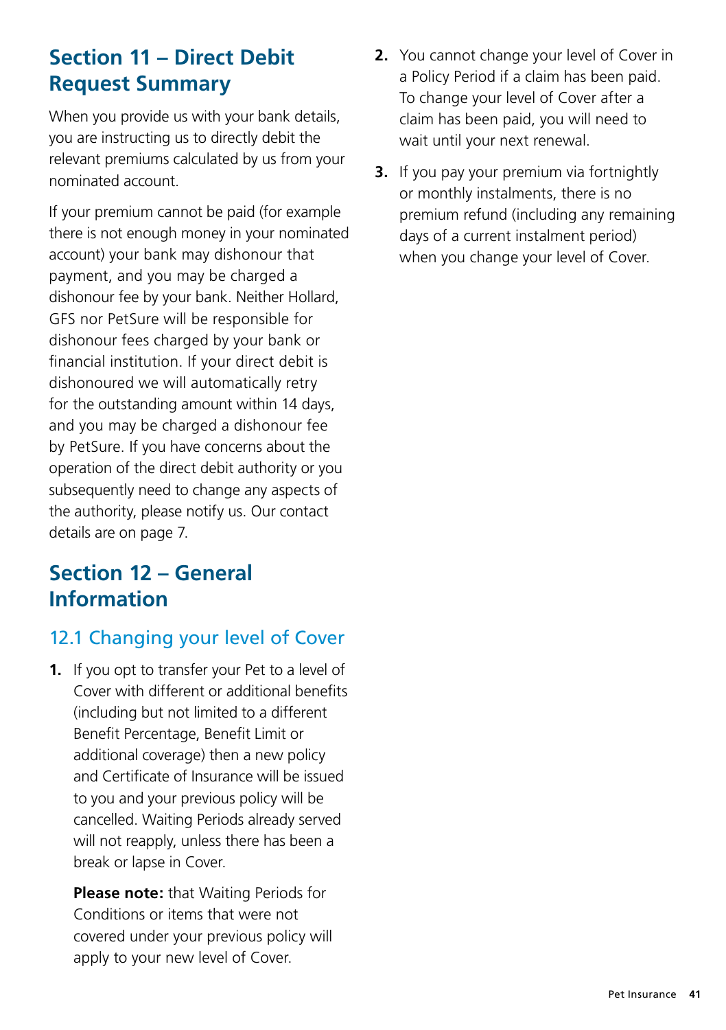## Section 11 – Direct Debit Request Summary

When you provide us with your bank details, you are instructing us to directly debit the relevant premiums calculated by us from your nominated account.

If your premium cannot be paid (for example there is not enough money in your nominated account) your bank may dishonour that payment, and you may be charged a dishonour fee by your bank. Neither Hollard, GFS nor PetSure will be responsible for dishonour fees charged by your bank or financial institution. If your direct debit is dishonoured we will automatically retry for the outstanding amount within 14 days, and you may be charged a dishonour fee by PetSure. If you have concerns about the operation of the direct debit authority or you subsequently need to change any aspects of the authority, please notify us. Our contact details are on page 7.

## Section 12 – General Information

### 12.1 Changing your level of Cover

1. If you opt to transfer your Pet to a level of Cover with different or additional benefits (including but not limited to a different Benefit Percentage, Benefit Limit or additional coverage) then a new policy and Certificate of Insurance will be issued to you and your previous policy will be cancelled. Waiting Periods already served will not reapply, unless there has been a break or lapse in Cover.

   **Please note:** that Waiting Periods for Conditions or items that were not covered under your previous policy will apply to your new level of Cover.

2. You cannot change your level of Cover in a Policy Period if a claim has been paid. To change your level of Cover after a claim has been paid, you will need to wait until your next renewal.

3. If you pay your premium via fortnightly or monthly instalments, there is no premium refund (including any remaining days of a current instalment period) when you change your level of Cover.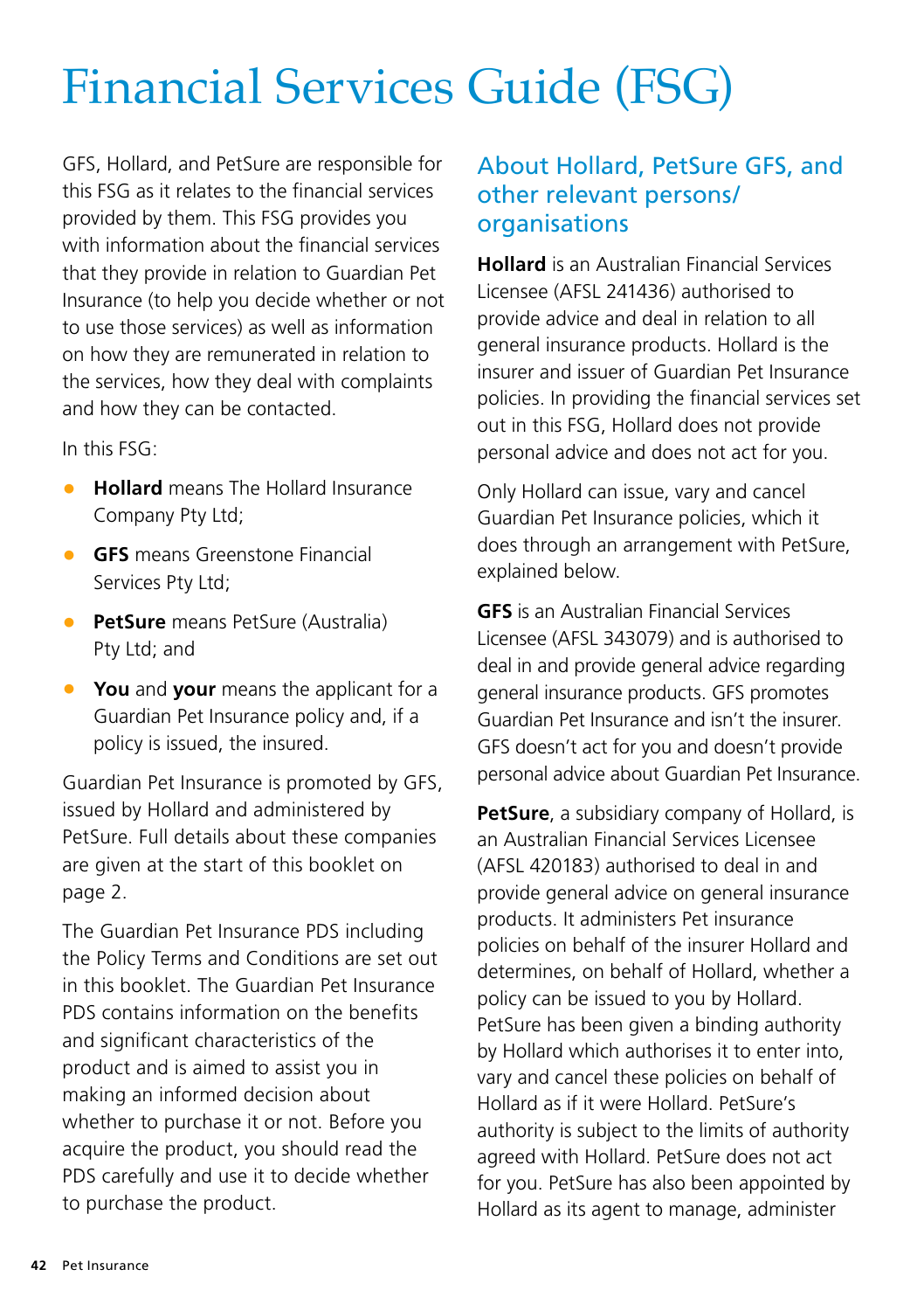# Financial Services Guide (FSG)

GFS, Hollard, and PetSure are responsible for this FSG as it relates to the financial services provided by them. This FSG provides you with information about the financial services that they provide in relation to Guardian Pet Insurance (to help you decide whether or not to use those services) as well as information on how they are remunerated in relation to the services, how they deal with complaints and how they can be contacted.

In this FSG:

- **Hollard** means The Hollard Insurance Company Pty Ltd;
- **GFS** means Greenstone Financial Services Pty Ltd;
- **PetSure** means PetSure (Australia) Pty Ltd; and
- **You** and **your** means the applicant for a Guardian Pet Insurance policy and, if a policy is issued, the insured.

Guardian Pet Insurance is promoted by GFS, issued by Hollard and administered by PetSure. Full details about these companies are given at the start of this booklet on page 2.

The Guardian Pet Insurance PDS including the Policy Terms and Conditions are set out in this booklet. The Guardian Pet Insurance PDS contains information on the benefits and significant characteristics of the product and is aimed to assist you in making an informed decision about whether to purchase it or not. Before you acquire the product, you should read the PDS carefully and use it to decide whether to purchase the product.

## About Hollard, PetSure GFS, and other relevant persons/ organisations

**Hollard** is an Australian Financial Services Licensee (AFSL 241436) authorised to provide advice and deal in relation to all general insurance products. Hollard is the insurer and issuer of Guardian Pet Insurance policies. In providing the financial services set out in this FSG, Hollard does not provide personal advice and does not act for you.

Only Hollard can issue, vary and cancel Guardian Pet Insurance policies, which it does through an arrangement with PetSure, explained below.

**GFS** is an Australian Financial Services Licensee (AFSL 343079) and is authorised to deal in and provide general advice regarding general insurance products. GFS promotes Guardian Pet Insurance and isn't the insurer. GFS doesn't act for you and doesn't provide personal advice about Guardian Pet Insurance.

**PetSure**, a subsidiary company of Hollard, is an Australian Financial Services Licensee (AFSL 420183) authorised to deal in and provide general advice on general insurance products. It administers Pet insurance policies on behalf of the insurer Hollard and determines, on behalf of Hollard, whether a policy can be issued to you by Hollard. PetSure has been given a binding authority by Hollard which authorises it to enter into, vary and cancel these policies on behalf of Hollard as if it were Hollard. PetSure's authority is subject to the limits of authority agreed with Hollard. PetSure does not act for you. PetSure has also been appointed by Hollard as its agent to manage, administer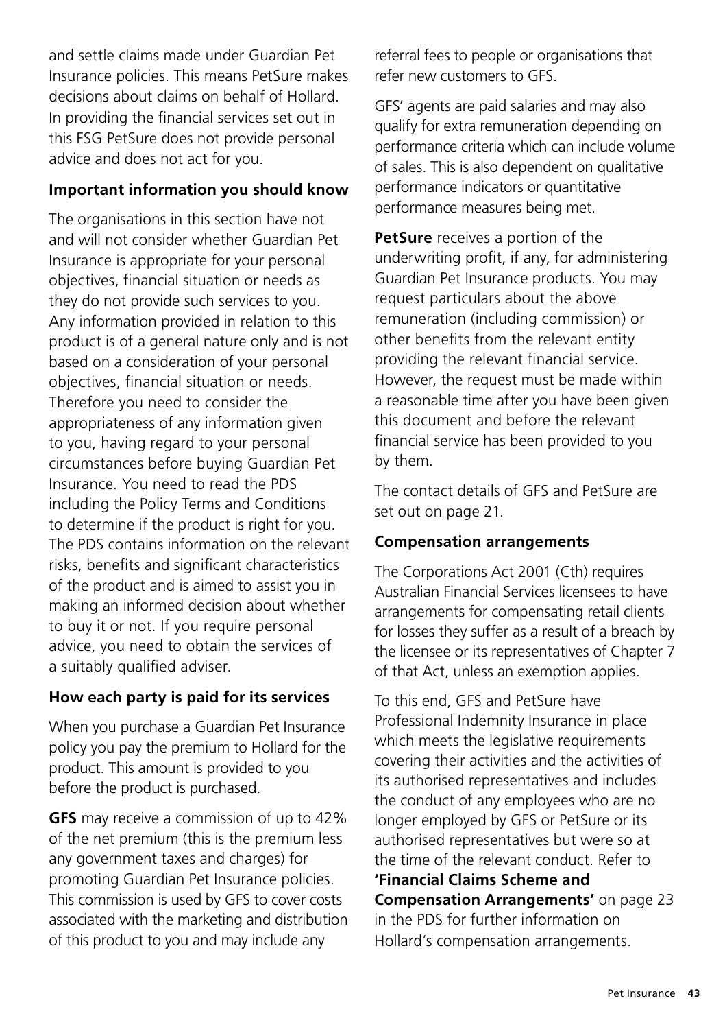and settle claims made under Guardian Pet Insurance policies. This means PetSure makes decisions about claims on behalf of Hollard. In providing the financial services set out in this FSG PetSure does not provide personal advice and does not act for you.

### Important information you should know

The organisations in this section have not and will not consider whether Guardian Pet Insurance is appropriate for your personal objectives, financial situation or needs as they do not provide such services to you. Any information provided in relation to this product is of a general nature only and is not based on a consideration of your personal objectives, financial situation or needs. Therefore you need to consider the appropriateness of any information given to you, having regard to your personal circumstances before buying Guardian Pet Insurance. You need to read the PDS including the Policy Terms and Conditions to determine if the product is right for you. The PDS contains information on the relevant risks, benefits and significant characteristics of the product and is aimed to assist you in making an informed decision about whether to buy it or not. If you require personal advice, you need to obtain the services of a suitably qualified adviser.

### How each party is paid for its services

When you purchase a Guardian Pet Insurance policy you pay the premium to Hollard for the product. This amount is provided to you before the product is purchased.

**GFS** may receive a commission of up to 42% of the net premium (this is the premium less any government taxes and charges) for promoting Guardian Pet Insurance policies. This commission is used by GFS to cover costs associated with the marketing and distribution of this product to you and may include any referral fees to people or organisations that refer new customers to GFS.

GFS' agents are paid salaries and may also qualify for extra remuneration depending on performance criteria which can include volume of sales. This is also dependent on qualitative performance indicators or quantitative performance measures being met.

**PetSure** receives a portion of the underwriting profit, if any, for administering Guardian Pet Insurance products. You may request particulars about the above remuneration (including commission) or other benefits from the relevant entity providing the relevant financial service. However, the request must be made within a reasonable time after you have been given this document and before the relevant financial service has been provided to you by them.

The contact details of GFS and PetSure are set out on page 21.

### Compensation arrangements

The Corporations Act 2001 (Cth) requires Australian Financial Services licensees to have arrangements for compensating retail clients for losses they suffer as a result of a breach by the licensee or its representatives of Chapter 7 of that Act, unless an exemption applies.

To this end, GFS and PetSure have Professional Indemnity Insurance in place which meets the legislative requirements covering their activities and the activities of its authorised representatives and includes the conduct of any employees who are no longer employed by GFS or PetSure or its authorised representatives but were so at the time of the relevant conduct. Refer to **'Financial Claims Scheme and Compensation Arrangements'** on page 23 in the PDS for further information on Hollard's compensation arrangements.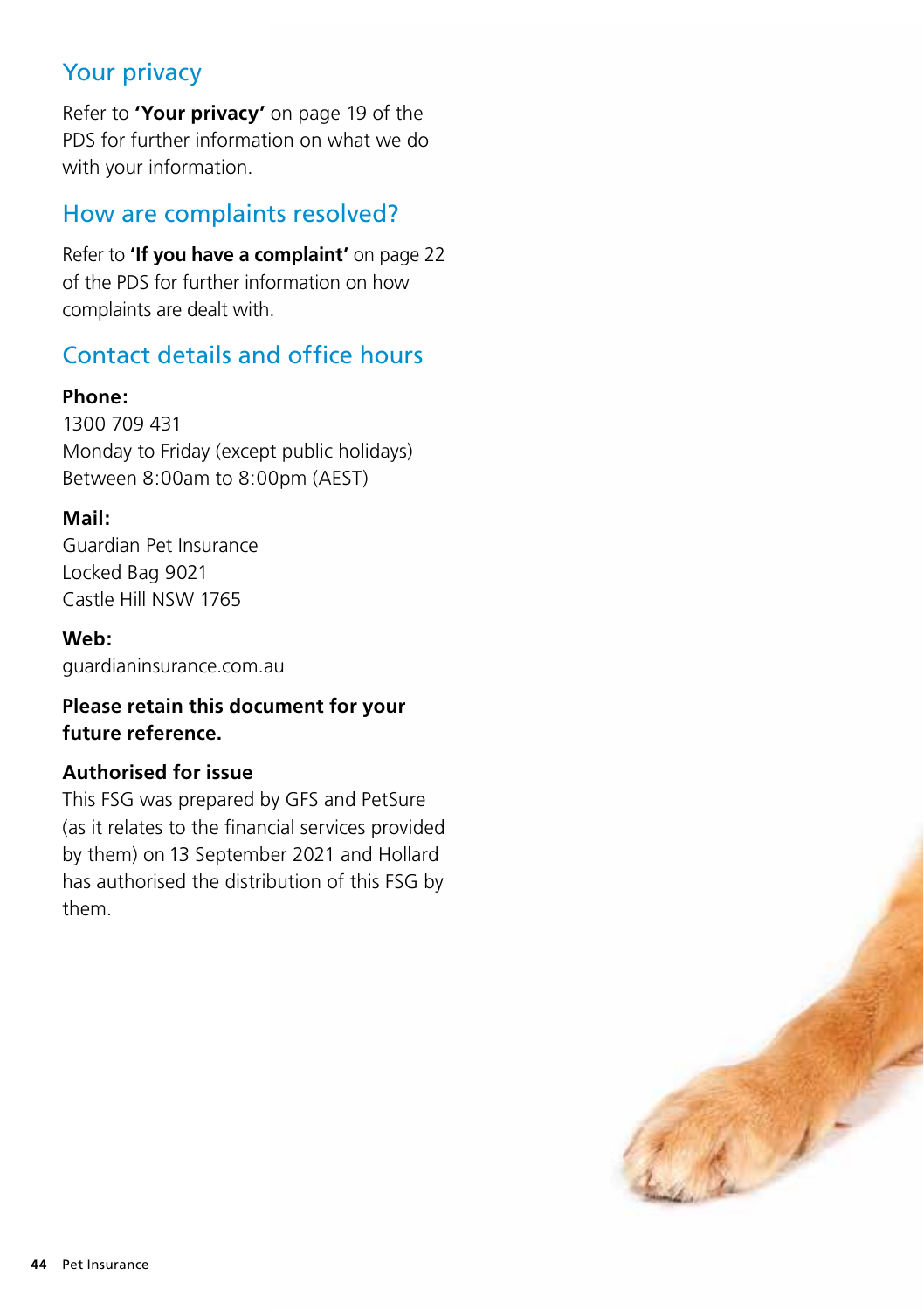## Your privacy

Refer to **'Your privacy'** on page 19 of the PDS for further information on what we do with your information.

## How are complaints resolved?

Refer to **'If you have a complaint'** on page 22 of the PDS for further information on how complaints are dealt with.

## Contact details and office hours

**Phone:**
1300 709 431
Monday to Friday (except public holidays)
Between 8:00am to 8:00pm (AEST)

**Mail:**
Guardian Pet Insurance
Locked Bag 9021
Castle Hill NSW 1765

**Web:**
guardianinsurance.com.au

**Please retain this document for your future reference.**

**Authorised for issue**
This FSG was prepared by GFS and PetSure (as it relates to the financial services provided by them) on 13 September 2021 and Hollard has authorised the distribution of this FSG by them.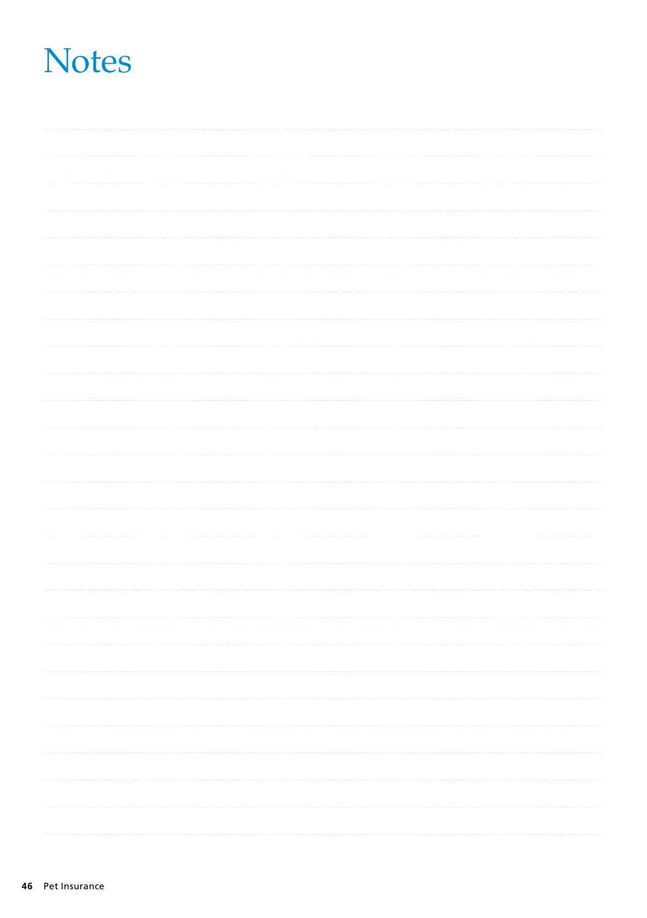# Notes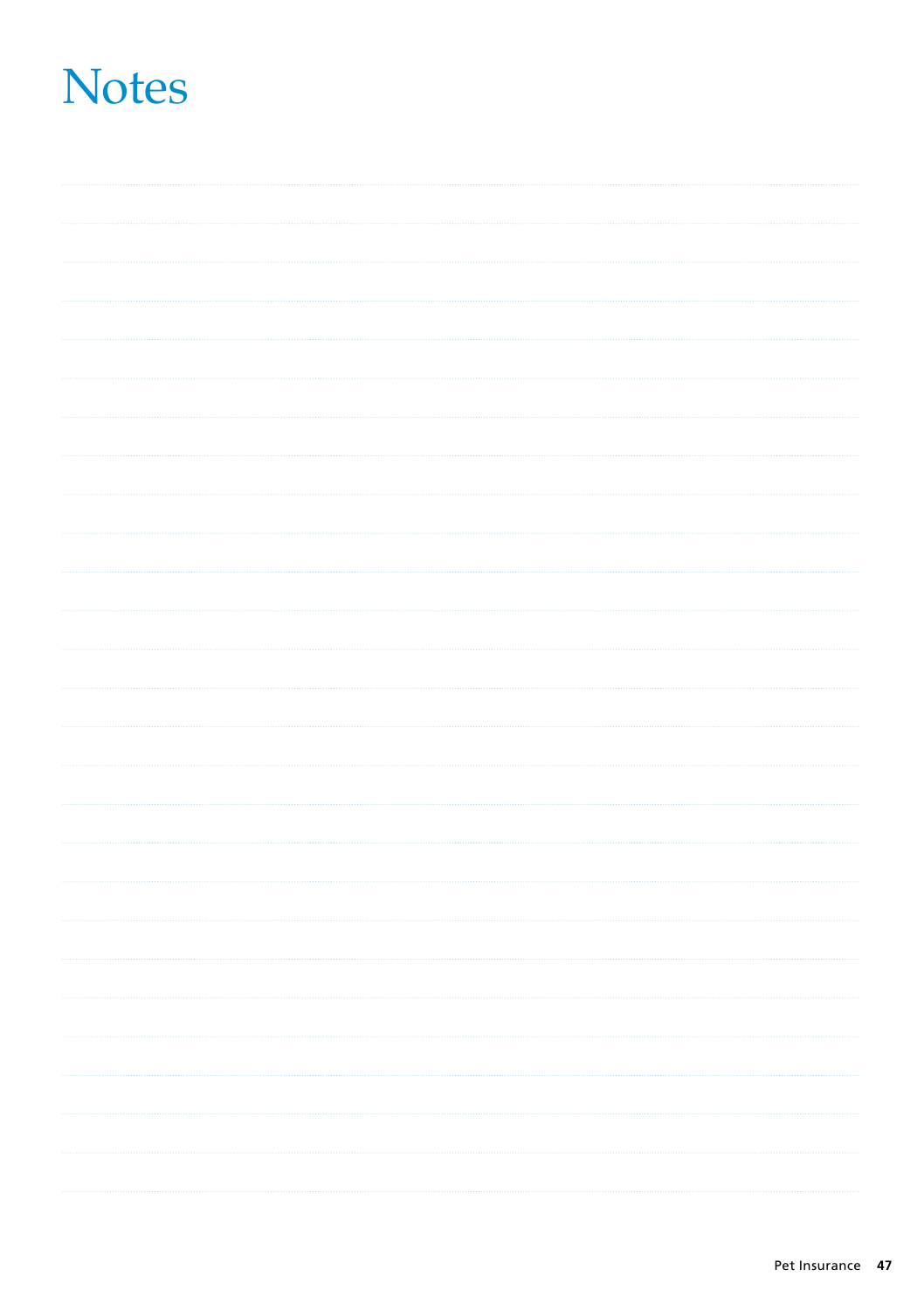# Notes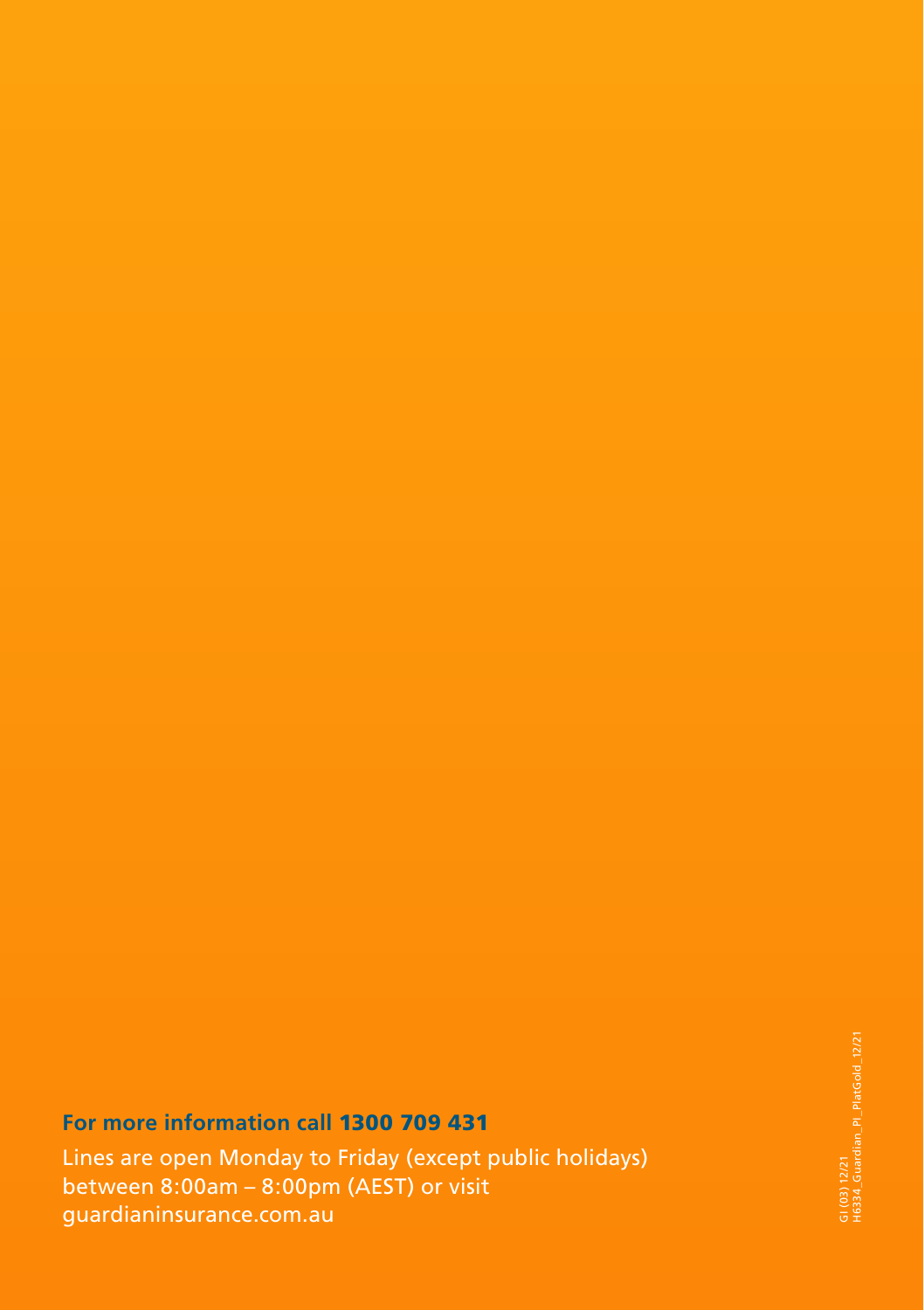**For more information call 1300 709 431**

Lines are open Monday to Friday (except public holidays) between 8:00am – 8:00pm (AEST) or visit guardianinsurance.com.au

GI (03) 12/21
H6334_Guardian_PI_PlatGold_12/21